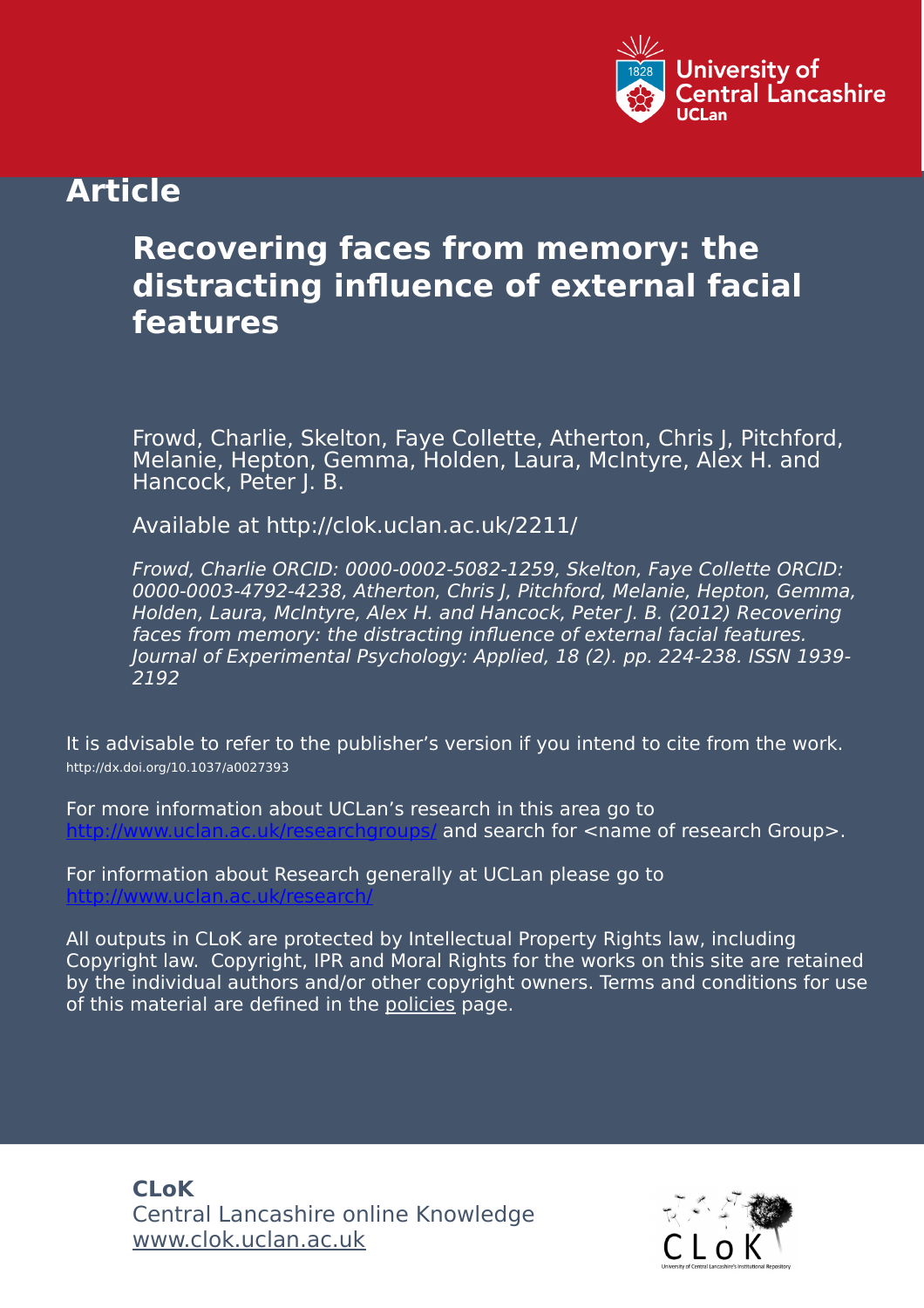University of Central Lancashire
UCLan

# Article

## Recovering faces from memory: the distracting influence of external facial features

Frowd, Charlie, Skelton, Faye Collette, Atherton, Chris J, Pitchford, Melanie, Hepton, Gemma, Holden, Laura, McIntyre, Alex H. and Hancock, Peter J. B.

Available at http://clok.uclan.ac.uk/2211/

*Frowd, Charlie ORCID: 0000-0002-5082-1259, Skelton, Faye Collette ORCID: 0000-0003-4792-4238, Atherton, Chris J, Pitchford, Melanie, Hepton, Gemma, Holden, Laura, McIntyre, Alex H. and Hancock, Peter J. B. (2012) Recovering faces from memory: the distracting influence of external facial features. Journal of Experimental Psychology: Applied, 18 (2). pp. 224-238. ISSN 1939-2192*

It is advisable to refer to the publisher's version if you intend to cite from the work. http://dx.doi.org/10.1037/a0027393

For more information about UCLan's research in this area go to http://www.uclan.ac.uk/researchgroups/ and search for <name of research Group>.

For information about Research generally at UCLan please go to http://www.uclan.ac.uk/research/

All outputs in CLoK are protected by Intellectual Property Rights law, including Copyright law. Copyright, IPR and Moral Rights for the works on this site are retained by the individual authors and/or other copyright owners. Terms and conditions for use of this material are defined in the policies page.

**CLoK**
Central Lancashire online Knowledge
www.clok.uclan.ac.uk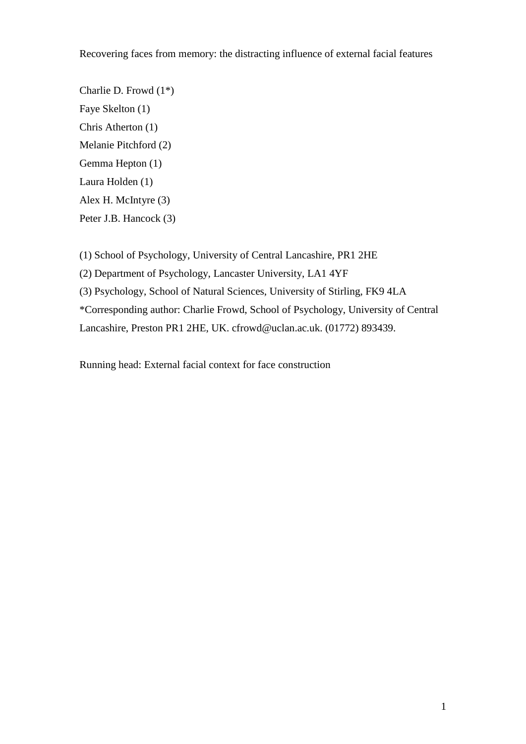# Recovering faces from memory: the distracting influence of external facial features

Charlie D. Frowd (1*)

Faye Skelton (1)

Chris Atherton (1)

Melanie Pitchford (2)

Gemma Hepton (1)

Laura Holden (1)

Alex H. McIntyre (3)

Peter J.B. Hancock (3)

(1) School of Psychology, University of Central Lancashire, PR1 2HE

(2) Department of Psychology, Lancaster University, LA1 4YF

(3) Psychology, School of Natural Sciences, University of Stirling, FK9 4LA

*Corresponding author: Charlie Frowd, School of Psychology, University of Central Lancashire, Preston PR1 2HE, UK. cfrowd@uclan.ac.uk. (01772) 893439.

Running head: External facial context for face construction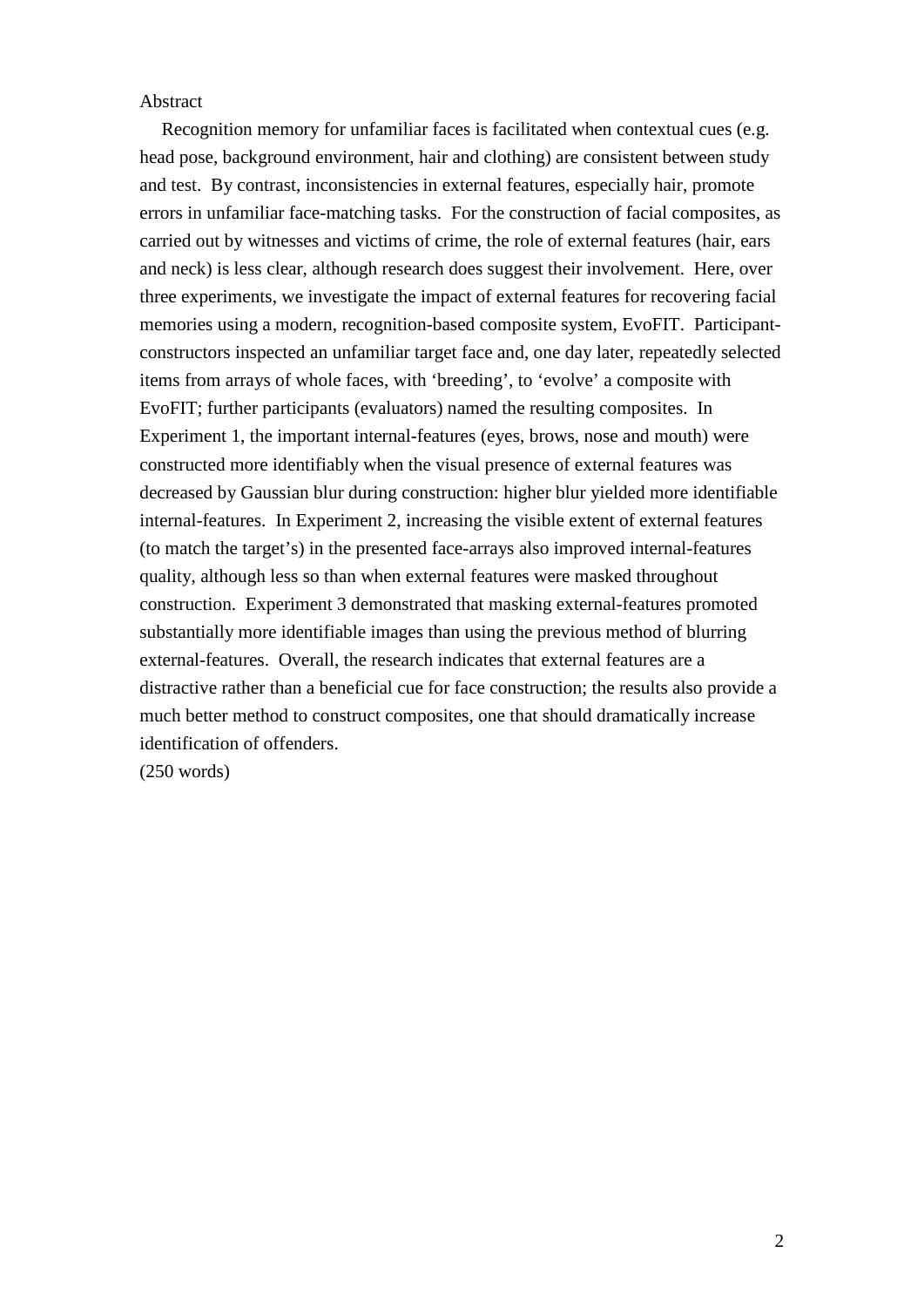Abstract

Recognition memory for unfamiliar faces is facilitated when contextual cues (e.g. head pose, background environment, hair and clothing) are consistent between study and test. By contrast, inconsistencies in external features, especially hair, promote errors in unfamiliar face-matching tasks. For the construction of facial composites, as carried out by witnesses and victims of crime, the role of external features (hair, ears and neck) is less clear, although research does suggest their involvement. Here, over three experiments, we investigate the impact of external features for recovering facial memories using a modern, recognition-based composite system, EvoFIT. Participant-constructors inspected an unfamiliar target face and, one day later, repeatedly selected items from arrays of whole faces, with 'breeding', to 'evolve' a composite with EvoFIT; further participants (evaluators) named the resulting composites. In Experiment 1, the important internal-features (eyes, brows, nose and mouth) were constructed more identifiably when the visual presence of external features was decreased by Gaussian blur during construction: higher blur yielded more identifiable internal-features. In Experiment 2, increasing the visible extent of external features (to match the target's) in the presented face-arrays also improved internal-features quality, although less so than when external features were masked throughout construction. Experiment 3 demonstrated that masking external-features promoted substantially more identifiable images than using the previous method of blurring external-features. Overall, the research indicates that external features are a distractive rather than a beneficial cue for face construction; the results also provide a much better method to construct composites, one that should dramatically increase identification of offenders.

(250 words)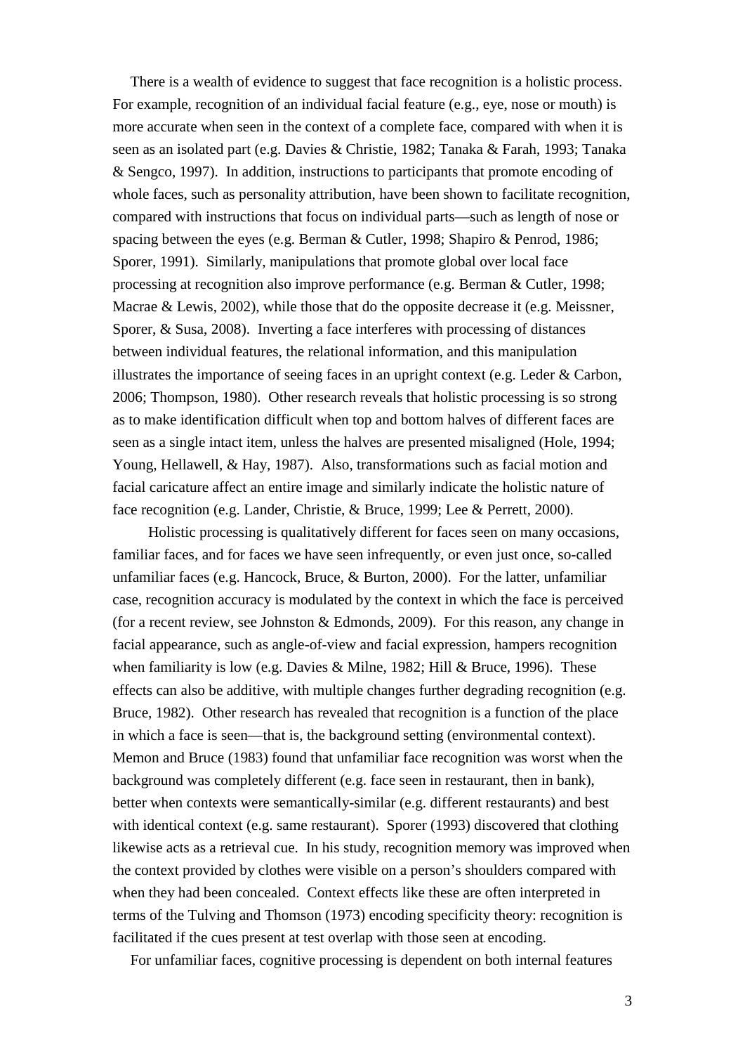There is a wealth of evidence to suggest that face recognition is a holistic process. For example, recognition of an individual facial feature (e.g., eye, nose or mouth) is more accurate when seen in the context of a complete face, compared with when it is seen as an isolated part (e.g. Davies & Christie, 1982; Tanaka & Farah, 1993; Tanaka & Sengco, 1997). In addition, instructions to participants that promote encoding of whole faces, such as personality attribution, have been shown to facilitate recognition, compared with instructions that focus on individual parts—such as length of nose or spacing between the eyes (e.g. Berman & Cutler, 1998; Shapiro & Penrod, 1986; Sporer, 1991). Similarly, manipulations that promote global over local face processing at recognition also improve performance (e.g. Berman & Cutler, 1998; Macrae & Lewis, 2002), while those that do the opposite decrease it (e.g. Meissner, Sporer, & Susa, 2008). Inverting a face interferes with processing of distances between individual features, the relational information, and this manipulation illustrates the importance of seeing faces in an upright context (e.g. Leder & Carbon, 2006; Thompson, 1980). Other research reveals that holistic processing is so strong as to make identification difficult when top and bottom halves of different faces are seen as a single intact item, unless the halves are presented misaligned (Hole, 1994; Young, Hellawell, & Hay, 1987). Also, transformations such as facial motion and facial caricature affect an entire image and similarly indicate the holistic nature of face recognition (e.g. Lander, Christie, & Bruce, 1999; Lee & Perrett, 2000).

Holistic processing is qualitatively different for faces seen on many occasions, familiar faces, and for faces we have seen infrequently, or even just once, so-called unfamiliar faces (e.g. Hancock, Bruce, & Burton, 2000). For the latter, unfamiliar case, recognition accuracy is modulated by the context in which the face is perceived (for a recent review, see Johnston & Edmonds, 2009). For this reason, any change in facial appearance, such as angle-of-view and facial expression, hampers recognition when familiarity is low (e.g. Davies & Milne, 1982; Hill & Bruce, 1996). These effects can also be additive, with multiple changes further degrading recognition (e.g. Bruce, 1982). Other research has revealed that recognition is a function of the place in which a face is seen—that is, the background setting (environmental context). Memon and Bruce (1983) found that unfamiliar face recognition was worst when the background was completely different (e.g. face seen in restaurant, then in bank), better when contexts were semantically-similar (e.g. different restaurants) and best with identical context (e.g. same restaurant). Sporer (1993) discovered that clothing likewise acts as a retrieval cue. In his study, recognition memory was improved when the context provided by clothes were visible on a person's shoulders compared with when they had been concealed. Context effects like these are often interpreted in terms of the Tulving and Thomson (1973) encoding specificity theory: recognition is facilitated if the cues present at test overlap with those seen at encoding.

For unfamiliar faces, cognitive processing is dependent on both internal features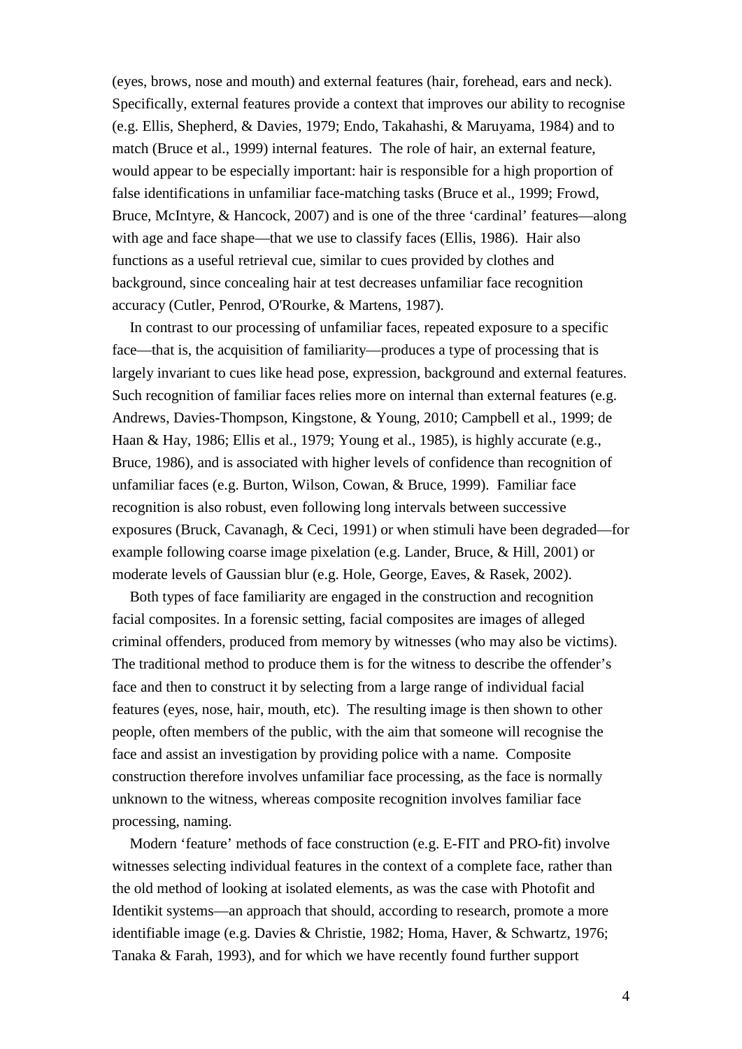(eyes, brows, nose and mouth) and external features (hair, forehead, ears and neck). Specifically, external features provide a context that improves our ability to recognise (e.g. Ellis, Shepherd, & Davies, 1979; Endo, Takahashi, & Maruyama, 1984) and to match (Bruce et al., 1999) internal features. The role of hair, an external feature, would appear to be especially important: hair is responsible for a high proportion of false identifications in unfamiliar face-matching tasks (Bruce et al., 1999; Frowd, Bruce, McIntyre, & Hancock, 2007) and is one of the three 'cardinal' features—along with age and face shape—that we use to classify faces (Ellis, 1986). Hair also functions as a useful retrieval cue, similar to cues provided by clothes and background, since concealing hair at test decreases unfamiliar face recognition accuracy (Cutler, Penrod, O'Rourke, & Martens, 1987).

In contrast to our processing of unfamiliar faces, repeated exposure to a specific face—that is, the acquisition of familiarity—produces a type of processing that is largely invariant to cues like head pose, expression, background and external features. Such recognition of familiar faces relies more on internal than external features (e.g. Andrews, Davies-Thompson, Kingstone, & Young, 2010; Campbell et al., 1999; de Haan & Hay, 1986; Ellis et al., 1979; Young et al., 1985), is highly accurate (e.g., Bruce, 1986), and is associated with higher levels of confidence than recognition of unfamiliar faces (e.g. Burton, Wilson, Cowan, & Bruce, 1999). Familiar face recognition is also robust, even following long intervals between successive exposures (Bruck, Cavanagh, & Ceci, 1991) or when stimuli have been degraded—for example following coarse image pixelation (e.g. Lander, Bruce, & Hill, 2001) or moderate levels of Gaussian blur (e.g. Hole, George, Eaves, & Rasek, 2002).

Both types of face familiarity are engaged in the construction and recognition facial composites. In a forensic setting, facial composites are images of alleged criminal offenders, produced from memory by witnesses (who may also be victims). The traditional method to produce them is for the witness to describe the offender's face and then to construct it by selecting from a large range of individual facial features (eyes, nose, hair, mouth, etc). The resulting image is then shown to other people, often members of the public, with the aim that someone will recognise the face and assist an investigation by providing police with a name. Composite construction therefore involves unfamiliar face processing, as the face is normally unknown to the witness, whereas composite recognition involves familiar face processing, naming.

Modern 'feature' methods of face construction (e.g. E-FIT and PRO-fit) involve witnesses selecting individual features in the context of a complete face, rather than the old method of looking at isolated elements, as was the case with Photofit and Identikit systems—an approach that should, according to research, promote a more identifiable image (e.g. Davies & Christie, 1982; Homa, Haver, & Schwartz, 1976; Tanaka & Farah, 1993), and for which we have recently found further support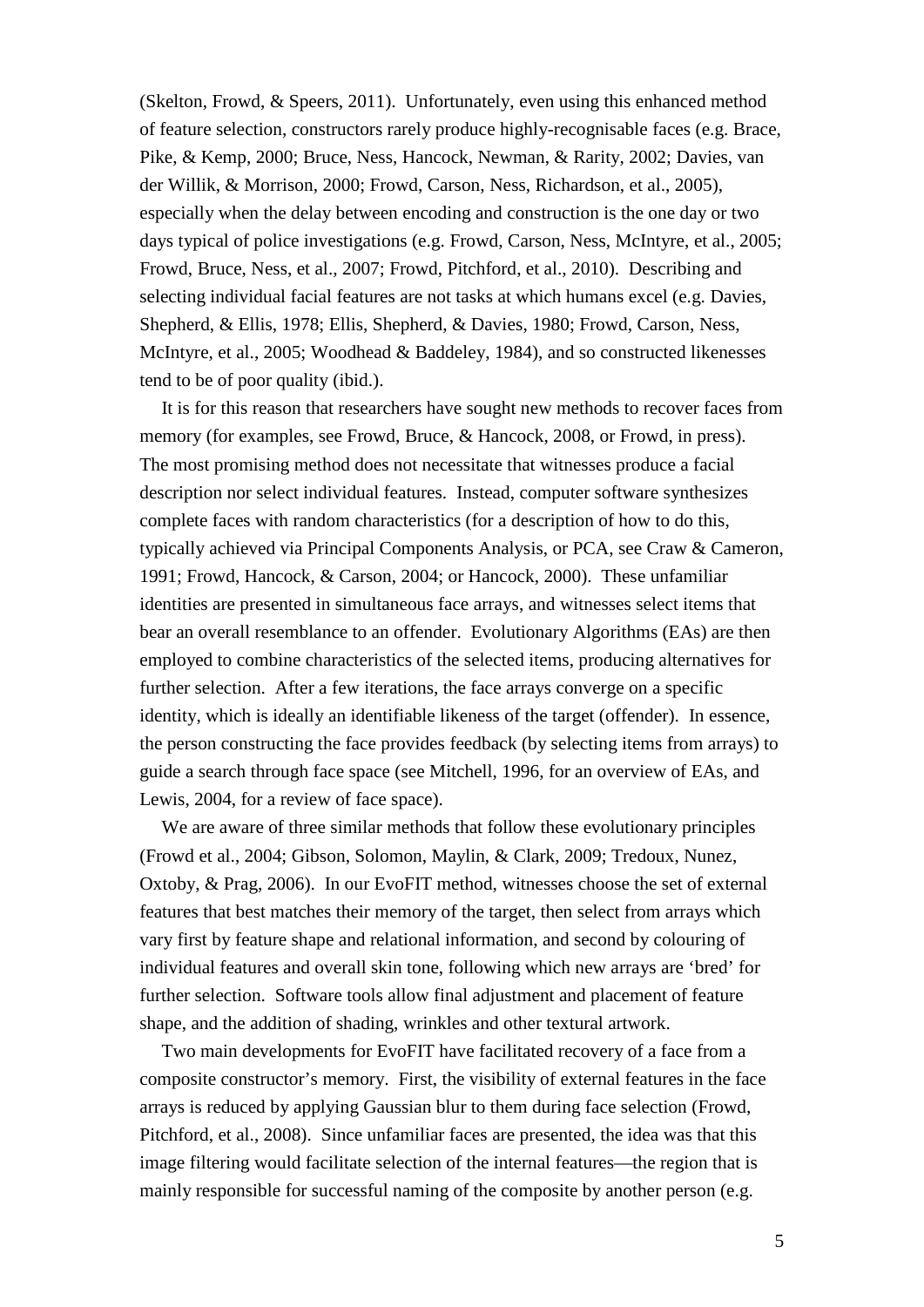(Skelton, Frowd, & Speers, 2011). Unfortunately, even using this enhanced method of feature selection, constructors rarely produce highly-recognisable faces (e.g. Brace, Pike, & Kemp, 2000; Bruce, Ness, Hancock, Newman, & Rarity, 2002; Davies, van der Willik, & Morrison, 2000; Frowd, Carson, Ness, Richardson, et al., 2005), especially when the delay between encoding and construction is the one day or two days typical of police investigations (e.g. Frowd, Carson, Ness, McIntyre, et al., 2005; Frowd, Bruce, Ness, et al., 2007; Frowd, Pitchford, et al., 2010). Describing and selecting individual facial features are not tasks at which humans excel (e.g. Davies, Shepherd, & Ellis, 1978; Ellis, Shepherd, & Davies, 1980; Frowd, Carson, Ness, McIntyre, et al., 2005; Woodhead & Baddeley, 1984), and so constructed likenesses tend to be of poor quality (ibid.).

It is for this reason that researchers have sought new methods to recover faces from memory (for examples, see Frowd, Bruce, & Hancock, 2008, or Frowd, in press). The most promising method does not necessitate that witnesses produce a facial description nor select individual features. Instead, computer software synthesizes complete faces with random characteristics (for a description of how to do this, typically achieved via Principal Components Analysis, or PCA, see Craw & Cameron, 1991; Frowd, Hancock, & Carson, 2004; or Hancock, 2000). These unfamiliar identities are presented in simultaneous face arrays, and witnesses select items that bear an overall resemblance to an offender. Evolutionary Algorithms (EAs) are then employed to combine characteristics of the selected items, producing alternatives for further selection. After a few iterations, the face arrays converge on a specific identity, which is ideally an identifiable likeness of the target (offender). In essence, the person constructing the face provides feedback (by selecting items from arrays) to guide a search through face space (see Mitchell, 1996, for an overview of EAs, and Lewis, 2004, for a review of face space).

We are aware of three similar methods that follow these evolutionary principles (Frowd et al., 2004; Gibson, Solomon, Maylin, & Clark, 2009; Tredoux, Nunez, Oxtoby, & Prag, 2006). In our EvoFIT method, witnesses choose the set of external features that best matches their memory of the target, then select from arrays which vary first by feature shape and relational information, and second by colouring of individual features and overall skin tone, following which new arrays are 'bred' for further selection. Software tools allow final adjustment and placement of feature shape, and the addition of shading, wrinkles and other textural artwork.

Two main developments for EvoFIT have facilitated recovery of a face from a composite constructor's memory. First, the visibility of external features in the face arrays is reduced by applying Gaussian blur to them during face selection (Frowd, Pitchford, et al., 2008). Since unfamiliar faces are presented, the idea was that this image filtering would facilitate selection of the internal features—the region that is mainly responsible for successful naming of the composite by another person (e.g.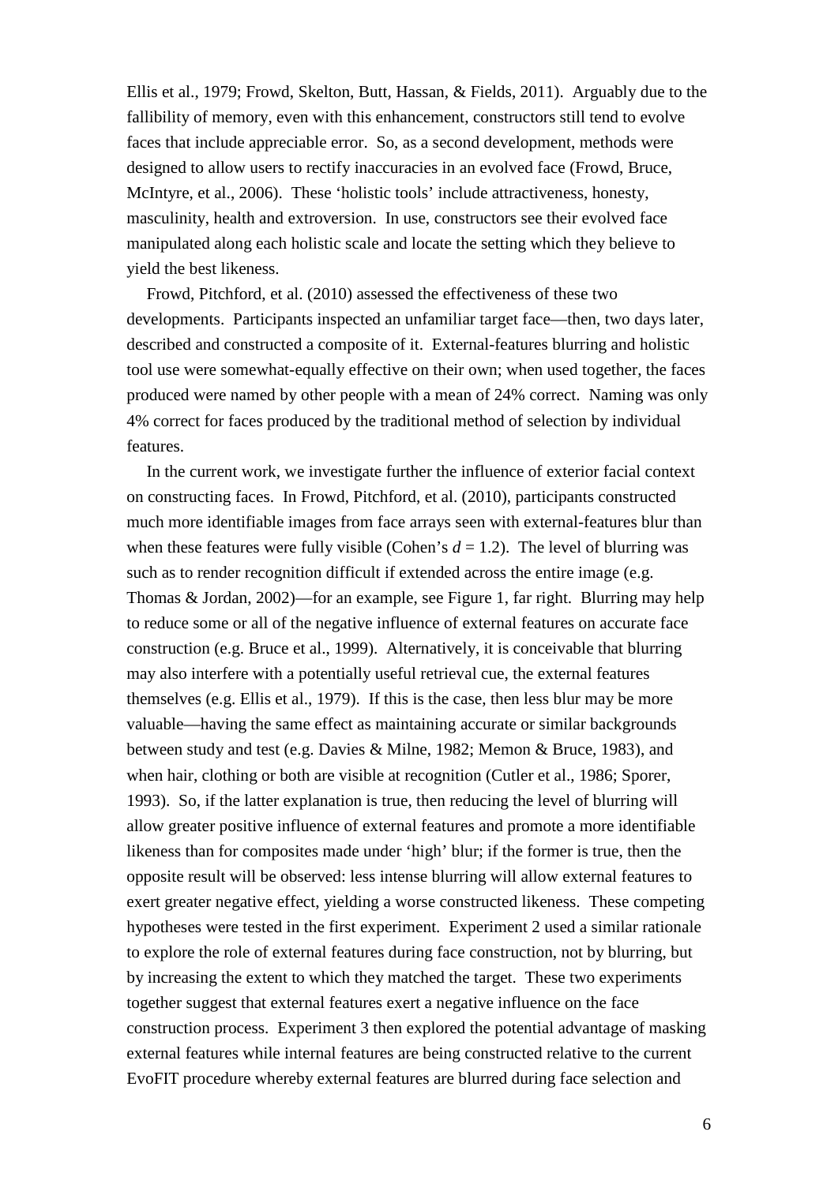Ellis et al., 1979; Frowd, Skelton, Butt, Hassan, & Fields, 2011). Arguably due to the fallibility of memory, even with this enhancement, constructors still tend to evolve faces that include appreciable error. So, as a second development, methods were designed to allow users to rectify inaccuracies in an evolved face (Frowd, Bruce, McIntyre, et al., 2006). These 'holistic tools' include attractiveness, honesty, masculinity, health and extroversion. In use, constructors see their evolved face manipulated along each holistic scale and locate the setting which they believe to yield the best likeness.

Frowd, Pitchford, et al. (2010) assessed the effectiveness of these two developments. Participants inspected an unfamiliar target face—then, two days later, described and constructed a composite of it. External-features blurring and holistic tool use were somewhat-equally effective on their own; when used together, the faces produced were named by other people with a mean of 24% correct. Naming was only 4% correct for faces produced by the traditional method of selection by individual features.

In the current work, we investigate further the influence of exterior facial context on constructing faces. In Frowd, Pitchford, et al. (2010), participants constructed much more identifiable images from face arrays seen with external-features blur than when these features were fully visible (Cohen's $d = 1.2$). The level of blurring was such as to render recognition difficult if extended across the entire image (e.g. Thomas & Jordan, 2002)—for an example, see Figure 1, far right. Blurring may help to reduce some or all of the negative influence of external features on accurate face construction (e.g. Bruce et al., 1999). Alternatively, it is conceivable that blurring may also interfere with a potentially useful retrieval cue, the external features themselves (e.g. Ellis et al., 1979). If this is the case, then less blur may be more valuable—having the same effect as maintaining accurate or similar backgrounds between study and test (e.g. Davies & Milne, 1982; Memon & Bruce, 1983), and when hair, clothing or both are visible at recognition (Cutler et al., 1986; Sporer, 1993). So, if the latter explanation is true, then reducing the level of blurring will allow greater positive influence of external features and promote a more identifiable likeness than for composites made under 'high' blur; if the former is true, then the opposite result will be observed: less intense blurring will allow external features to exert greater negative effect, yielding a worse constructed likeness. These competing hypotheses were tested in the first experiment. Experiment 2 used a similar rationale to explore the role of external features during face construction, not by blurring, but by increasing the extent to which they matched the target. These two experiments together suggest that external features exert a negative influence on the face construction process. Experiment 3 then explored the potential advantage of masking external features while internal features are being constructed relative to the current EvoFIT procedure whereby external features are blurred during face selection and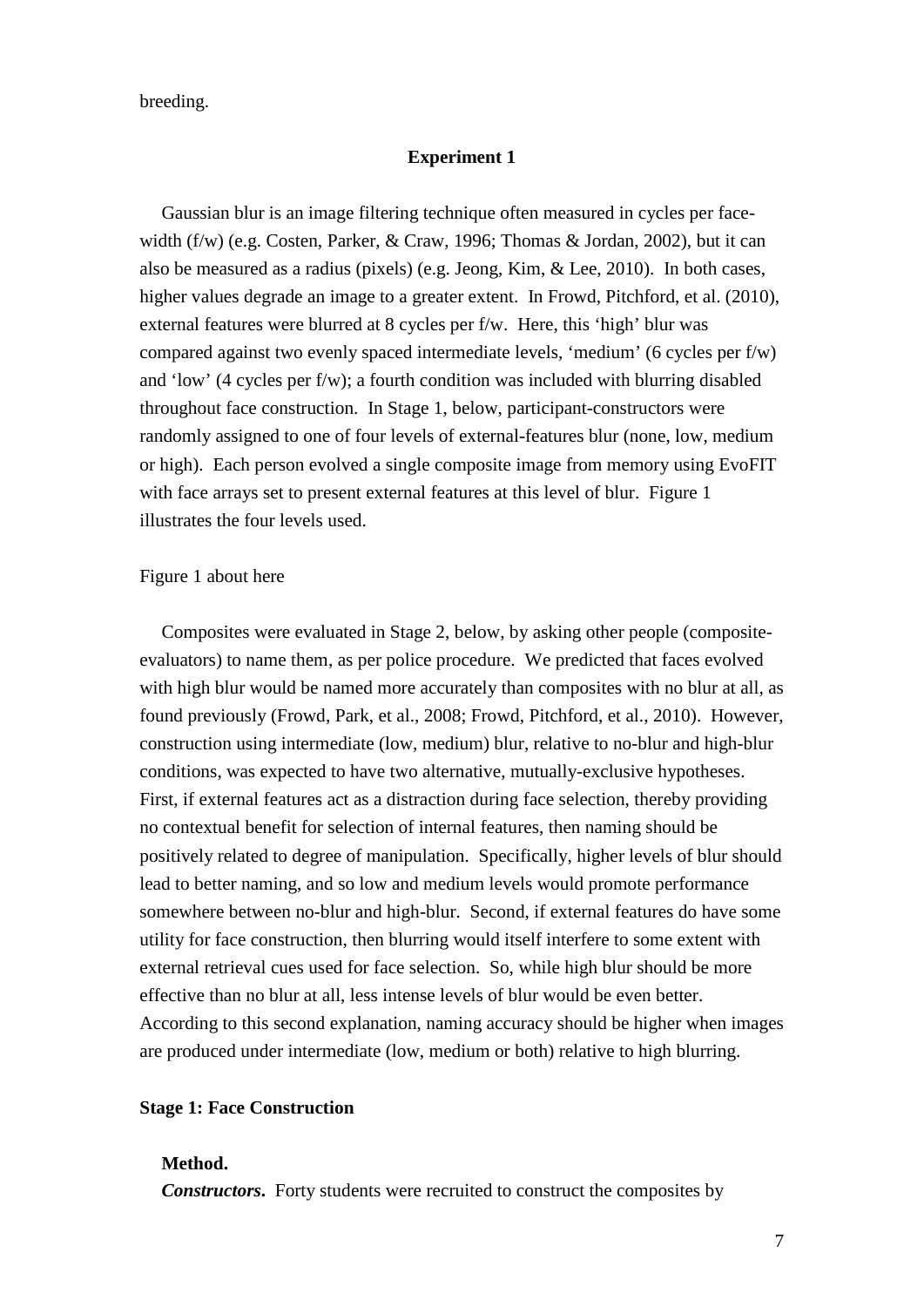breeding.

## Experiment 1

Gaussian blur is an image filtering technique often measured in cycles per face-width (f/w) (e.g. Costen, Parker, & Craw, 1996; Thomas & Jordan, 2002), but it can also be measured as a radius (pixels) (e.g. Jeong, Kim, & Lee, 2010). In both cases, higher values degrade an image to a greater extent. In Frowd, Pitchford, et al. (2010), external features were blurred at 8 cycles per f/w. Here, this 'high' blur was compared against two evenly spaced intermediate levels, 'medium' (6 cycles per f/w) and 'low' (4 cycles per f/w); a fourth condition was included with blurring disabled throughout face construction. In Stage 1, below, participant-constructors were randomly assigned to one of four levels of external-features blur (none, low, medium or high). Each person evolved a single composite image from memory using EvoFIT with face arrays set to present external features at this level of blur. Figure 1 illustrates the four levels used.

Figure 1 about here

Composites were evaluated in Stage 2, below, by asking other people (composite-evaluators) to name them, as per police procedure. We predicted that faces evolved with high blur would be named more accurately than composites with no blur at all, as found previously (Frowd, Park, et al., 2008; Frowd, Pitchford, et al., 2010). However, construction using intermediate (low, medium) blur, relative to no-blur and high-blur conditions, was expected to have two alternative, mutually-exclusive hypotheses. First, if external features act as a distraction during face selection, thereby providing no contextual benefit for selection of internal features, then naming should be positively related to degree of manipulation. Specifically, higher levels of blur should lead to better naming, and so low and medium levels would promote performance somewhere between no-blur and high-blur. Second, if external features do have some utility for face construction, then blurring would itself interfere to some extent with external retrieval cues used for face selection. So, while high blur should be more effective than no blur at all, less intense levels of blur would be even better. According to this second explanation, naming accuracy should be higher when images are produced under intermediate (low, medium or both) relative to high blurring.

### Stage 1: Face Construction

**Method.**

***Constructors***. Forty students were recruited to construct the composites by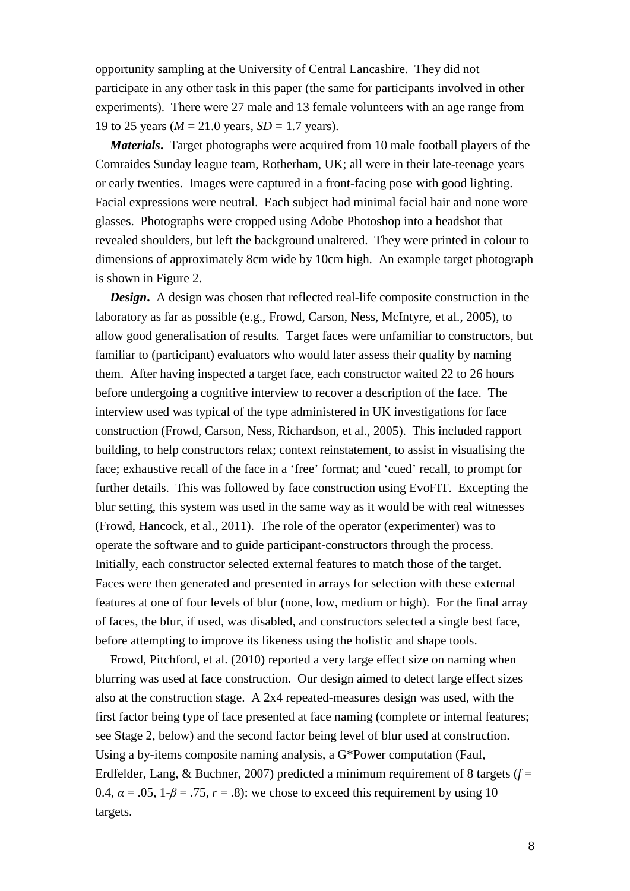opportunity sampling at the University of Central Lancashire. They did not participate in any other task in this paper (the same for participants involved in other experiments). There were 27 male and 13 female volunteers with an age range from 19 to 25 years ($M$ = 21.0 years, $SD$ = 1.7 years).

***Materials*.** Target photographs were acquired from 10 male football players of the Comraides Sunday league team, Rotherham, UK; all were in their late-teenage years or early twenties. Images were captured in a front-facing pose with good lighting. Facial expressions were neutral. Each subject had minimal facial hair and none wore glasses. Photographs were cropped using Adobe Photoshop into a headshot that revealed shoulders, but left the background unaltered. They were printed in colour to dimensions of approximately 8cm wide by 10cm high. An example target photograph is shown in Figure 2.

***Design*.** A design was chosen that reflected real-life composite construction in the laboratory as far as possible (e.g., Frowd, Carson, Ness, McIntyre, et al., 2005), to allow good generalisation of results. Target faces were unfamiliar to constructors, but familiar to (participant) evaluators who would later assess their quality by naming them. After having inspected a target face, each constructor waited 22 to 26 hours before undergoing a cognitive interview to recover a description of the face. The interview used was typical of the type administered in UK investigations for face construction (Frowd, Carson, Ness, Richardson, et al., 2005). This included rapport building, to help constructors relax; context reinstatement, to assist in visualising the face; exhaustive recall of the face in a 'free' format; and 'cued' recall, to prompt for further details. This was followed by face construction using EvoFIT. Excepting the blur setting, this system was used in the same way as it would be with real witnesses (Frowd, Hancock, et al., 2011). The role of the operator (experimenter) was to operate the software and to guide participant-constructors through the process. Initially, each constructor selected external features to match those of the target. Faces were then generated and presented in arrays for selection with these external features at one of four levels of blur (none, low, medium or high). For the final array of faces, the blur, if used, was disabled, and constructors selected a single best face, before attempting to improve its likeness using the holistic and shape tools.

Frowd, Pitchford, et al. (2010) reported a very large effect size on naming when blurring was used at face construction. Our design aimed to detect large effect sizes also at the construction stage. A 2x4 repeated-measures design was used, with the first factor being type of face presented at face naming (complete or internal features; see Stage 2, below) and the second factor being level of blur used at construction. Using a by-items composite naming analysis, a G*Power computation (Faul, Erdfelder, Lang, & Buchner, 2007) predicted a minimum requirement of 8 targets ($f$ = 0.4, $\alpha$ = .05, 1-$\beta$ = .75, $r$ = .8): we chose to exceed this requirement by using 10 targets.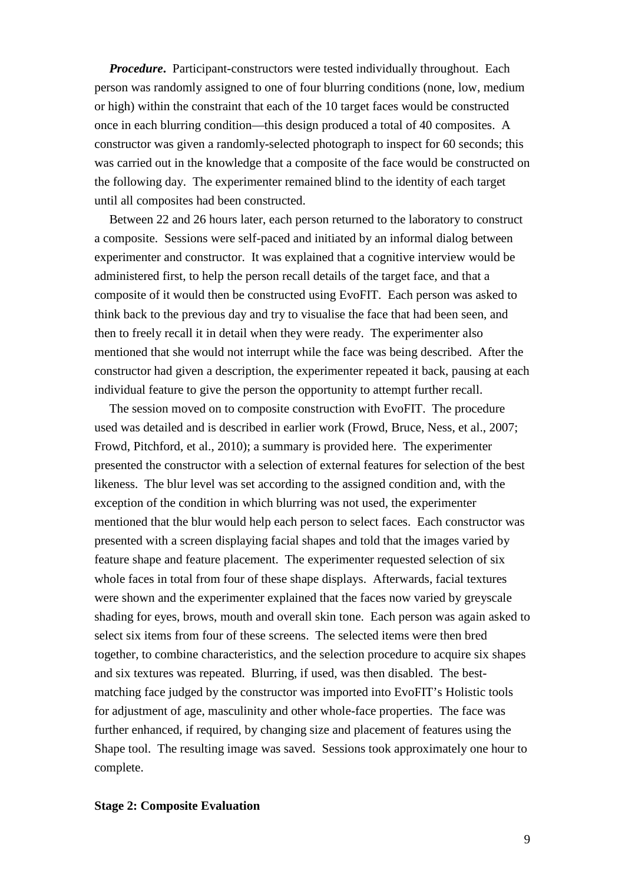***Procedure*.** Participant-constructors were tested individually throughout. Each person was randomly assigned to one of four blurring conditions (none, low, medium or high) within the constraint that each of the 10 target faces would be constructed once in each blurring condition—this design produced a total of 40 composites. A constructor was given a randomly-selected photograph to inspect for 60 seconds; this was carried out in the knowledge that a composite of the face would be constructed on the following day. The experimenter remained blind to the identity of each target until all composites had been constructed.

Between 22 and 26 hours later, each person returned to the laboratory to construct a composite. Sessions were self-paced and initiated by an informal dialog between experimenter and constructor. It was explained that a cognitive interview would be administered first, to help the person recall details of the target face, and that a composite of it would then be constructed using EvoFIT. Each person was asked to think back to the previous day and try to visualise the face that had been seen, and then to freely recall it in detail when they were ready. The experimenter also mentioned that she would not interrupt while the face was being described. After the constructor had given a description, the experimenter repeated it back, pausing at each individual feature to give the person the opportunity to attempt further recall.

The session moved on to composite construction with EvoFIT. The procedure used was detailed and is described in earlier work (Frowd, Bruce, Ness, et al., 2007; Frowd, Pitchford, et al., 2010); a summary is provided here. The experimenter presented the constructor with a selection of external features for selection of the best likeness. The blur level was set according to the assigned condition and, with the exception of the condition in which blurring was not used, the experimenter mentioned that the blur would help each person to select faces. Each constructor was presented with a screen displaying facial shapes and told that the images varied by feature shape and feature placement. The experimenter requested selection of six whole faces in total from four of these shape displays. Afterwards, facial textures were shown and the experimenter explained that the faces now varied by greyscale shading for eyes, brows, mouth and overall skin tone. Each person was again asked to select six items from four of these screens. The selected items were then bred together, to combine characteristics, and the selection procedure to acquire six shapes and six textures was repeated. Blurring, if used, was then disabled. The best-matching face judged by the constructor was imported into EvoFIT's Holistic tools for adjustment of age, masculinity and other whole-face properties. The face was further enhanced, if required, by changing size and placement of features using the Shape tool. The resulting image was saved. Sessions took approximately one hour to complete.

**Stage 2: Composite Evaluation**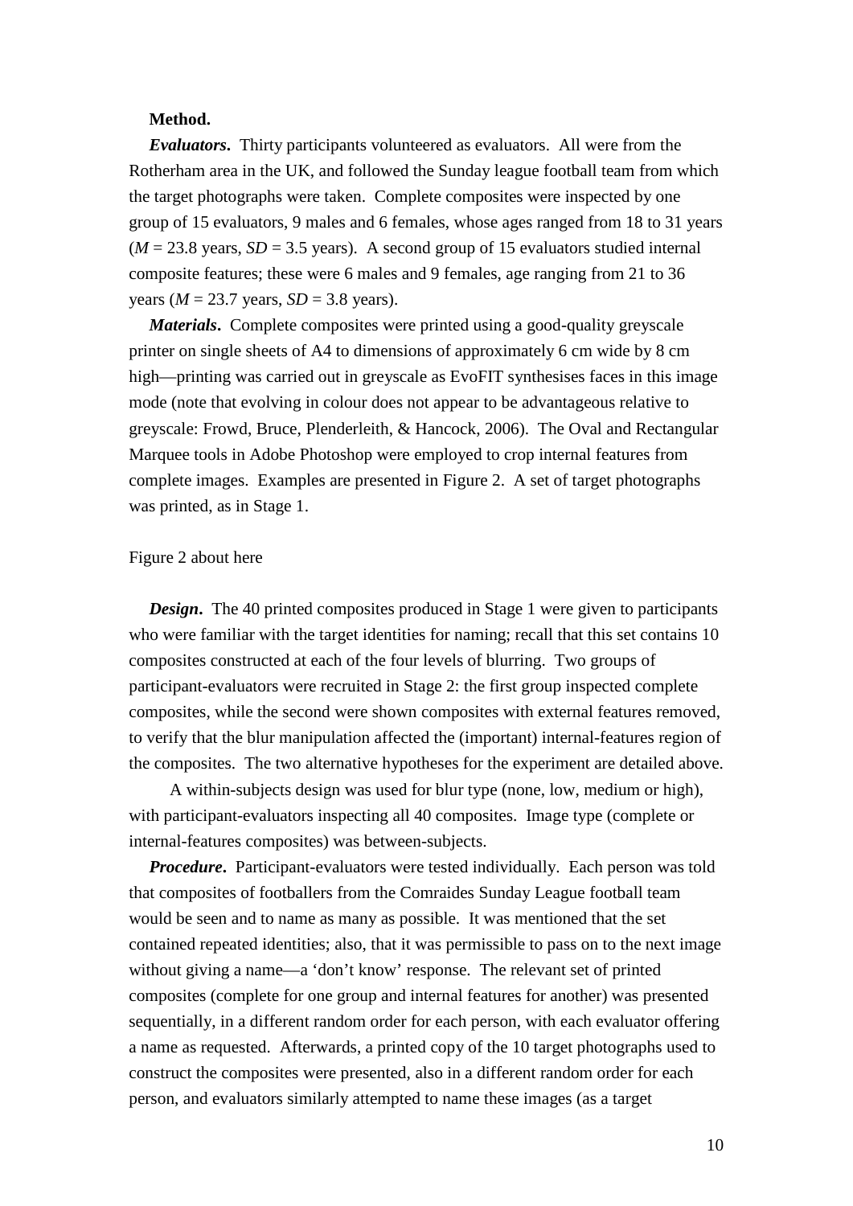**Method.**

***Evaluators*.** Thirty participants volunteered as evaluators. All were from the Rotherham area in the UK, and followed the Sunday league football team from which the target photographs were taken. Complete composites were inspected by one group of 15 evaluators, 9 males and 6 females, whose ages ranged from 18 to 31 years ($M$ = 23.8 years, $SD$ = 3.5 years). A second group of 15 evaluators studied internal composite features; these were 6 males and 9 females, age ranging from 21 to 36 years ($M$ = 23.7 years, $SD$ = 3.8 years).

***Materials*.** Complete composites were printed using a good-quality greyscale printer on single sheets of A4 to dimensions of approximately 6 cm wide by 8 cm high—printing was carried out in greyscale as EvoFIT synthesises faces in this image mode (note that evolving in colour does not appear to be advantageous relative to greyscale: Frowd, Bruce, Plenderleith, & Hancock, 2006). The Oval and Rectangular Marquee tools in Adobe Photoshop were employed to crop internal features from complete images. Examples are presented in Figure 2. A set of target photographs was printed, as in Stage 1.

Figure 2 about here

***Design*.** The 40 printed composites produced in Stage 1 were given to participants who were familiar with the target identities for naming; recall that this set contains 10 composites constructed at each of the four levels of blurring. Two groups of participant-evaluators were recruited in Stage 2: the first group inspected complete composites, while the second were shown composites with external features removed, to verify that the blur manipulation affected the (important) internal-features region of the composites. The two alternative hypotheses for the experiment are detailed above.

A within-subjects design was used for blur type (none, low, medium or high), with participant-evaluators inspecting all 40 composites. Image type (complete or internal-features composites) was between-subjects.

***Procedure*.** Participant-evaluators were tested individually. Each person was told that composites of footballers from the Comraides Sunday League football team would be seen and to name as many as possible. It was mentioned that the set contained repeated identities; also, that it was permissible to pass on to the next image without giving a name—a 'don't know' response. The relevant set of printed composites (complete for one group and internal features for another) was presented sequentially, in a different random order for each person, with each evaluator offering a name as requested. Afterwards, a printed copy of the 10 target photographs used to construct the composites were presented, also in a different random order for each person, and evaluators similarly attempted to name these images (as a target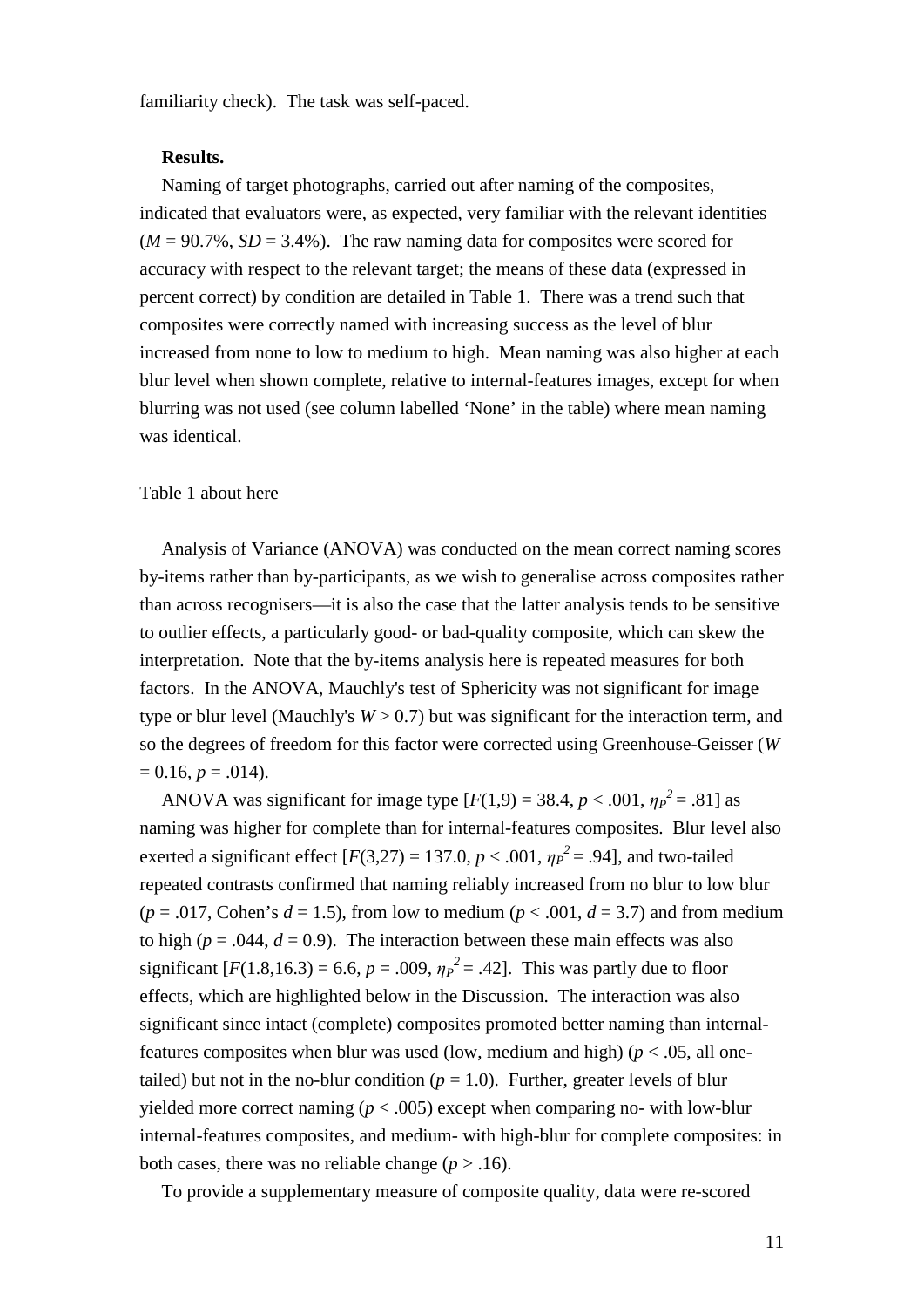familiarity check). The task was self-paced.

**Results.**

Naming of target photographs, carried out after naming of the composites, indicated that evaluators were, as expected, very familiar with the relevant identities ($M$ = 90.7%, $SD$ = 3.4%). The raw naming data for composites were scored for accuracy with respect to the relevant target; the means of these data (expressed in percent correct) by condition are detailed in Table 1. There was a trend such that composites were correctly named with increasing success as the level of blur increased from none to low to medium to high. Mean naming was also higher at each blur level when shown complete, relative to internal-features images, except for when blurring was not used (see column labelled 'None' in the table) where mean naming was identical.

Table 1 about here

Analysis of Variance (ANOVA) was conducted on the mean correct naming scores by-items rather than by-participants, as we wish to generalise across composites rather than across recognisers—it is also the case that the latter analysis tends to be sensitive to outlier effects, a particularly good- or bad-quality composite, which can skew the interpretation. Note that the by-items analysis here is repeated measures for both factors. In the ANOVA, Mauchly's test of Sphericity was not significant for image type or blur level (Mauchly's $W > 0.7$) but was significant for the interaction term, and so the degrees of freedom for this factor were corrected using Greenhouse-Geisser ($W = 0.16$, $p = .014$).

ANOVA was significant for image type [$F(1,9) = 38.4$, $p < .001$, $\eta_P^2 = .81$] as naming was higher for complete than for internal-features composites. Blur level also exerted a significant effect [$F(3,27) = 137.0$, $p < .001$, $\eta_P^2 = .94$], and two-tailed repeated contrasts confirmed that naming reliably increased from no blur to low blur ($p = .017$, Cohen's $d = 1.5$), from low to medium ($p < .001$, $d = 3.7$) and from medium to high ($p = .044$, $d = 0.9$). The interaction between these main effects was also significant [$F(1.8,16.3) = 6.6$, $p = .009$, $\eta_P^2 = .42$]. This was partly due to floor effects, which are highlighted below in the Discussion. The interaction was also significant since intact (complete) composites promoted better naming than internal-features composites when blur was used (low, medium and high) ($p < .05$, all one-tailed) but not in the no-blur condition ($p = 1.0$). Further, greater levels of blur yielded more correct naming ($p < .005$) except when comparing no- with low-blur internal-features composites, and medium- with high-blur for complete composites: in both cases, there was no reliable change ($p > .16$).

To provide a supplementary measure of composite quality, data were re-scored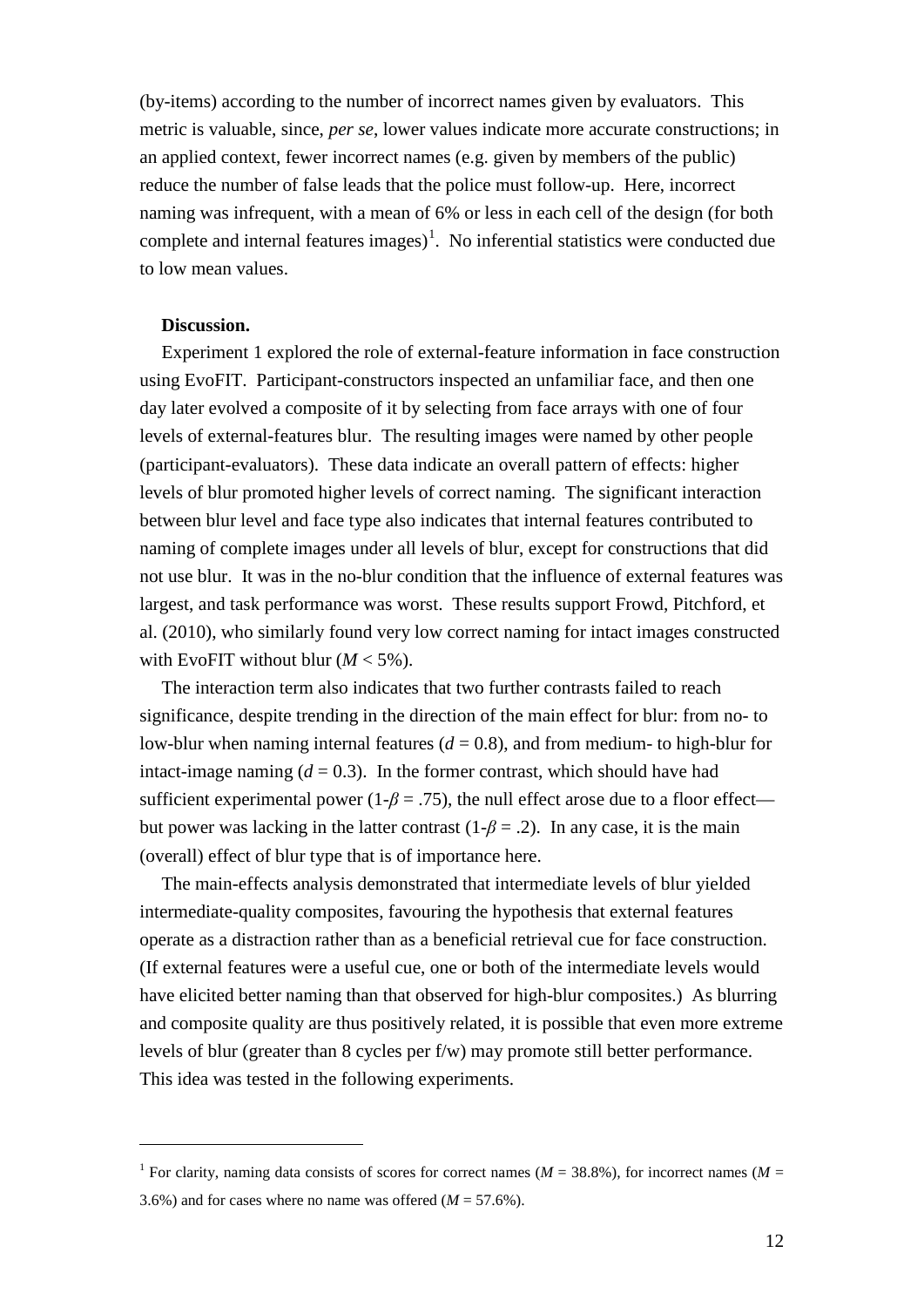(by-items) according to the number of incorrect names given by evaluators. This metric is valuable, since, *per se*, lower values indicate more accurate constructions; in an applied context, fewer incorrect names (e.g. given by members of the public) reduce the number of false leads that the police must follow-up. Here, incorrect naming was infrequent, with a mean of 6% or less in each cell of the design (for both complete and internal features images)[1]. No inferential statistics were conducted due to low mean values.

**Discussion.**

Experiment 1 explored the role of external-feature information in face construction using EvoFIT. Participant-constructors inspected an unfamiliar face, and then one day later evolved a composite of it by selecting from face arrays with one of four levels of external-features blur. The resulting images were named by other people (participant-evaluators). These data indicate an overall pattern of effects: higher levels of blur promoted higher levels of correct naming. The significant interaction between blur level and face type also indicates that internal features contributed to naming of complete images under all levels of blur, except for constructions that did not use blur. It was in the no-blur condition that the influence of external features was largest, and task performance was worst. These results support Frowd, Pitchford, et al. (2010), who similarly found very low correct naming for intact images constructed with EvoFIT without blur ($M$ < 5%).

The interaction term also indicates that two further contrasts failed to reach significance, despite trending in the direction of the main effect for blur: from no- to low-blur when naming internal features ($d$ = 0.8), and from medium- to high-blur for intact-image naming ($d$ = 0.3). In the former contrast, which should have had sufficient experimental power ($1-\beta$ = .75), the null effect arose due to a floor effect—but power was lacking in the latter contrast ($1-\beta$ = .2). In any case, it is the main (overall) effect of blur type that is of importance here.

The main-effects analysis demonstrated that intermediate levels of blur yielded intermediate-quality composites, favouring the hypothesis that external features operate as a distraction rather than as a beneficial retrieval cue for face construction. (If external features were a useful cue, one or both of the intermediate levels would have elicited better naming than that observed for high-blur composites.) As blurring and composite quality are thus positively related, it is possible that even more extreme levels of blur (greater than 8 cycles per f/w) may promote still better performance. This idea was tested in the following experiments.

---

[1] For clarity, naming data consists of scores for correct names ($M$ = 38.8%), for incorrect names ($M$ = 3.6%) and for cases where no name was offered ($M$ = 57.6%).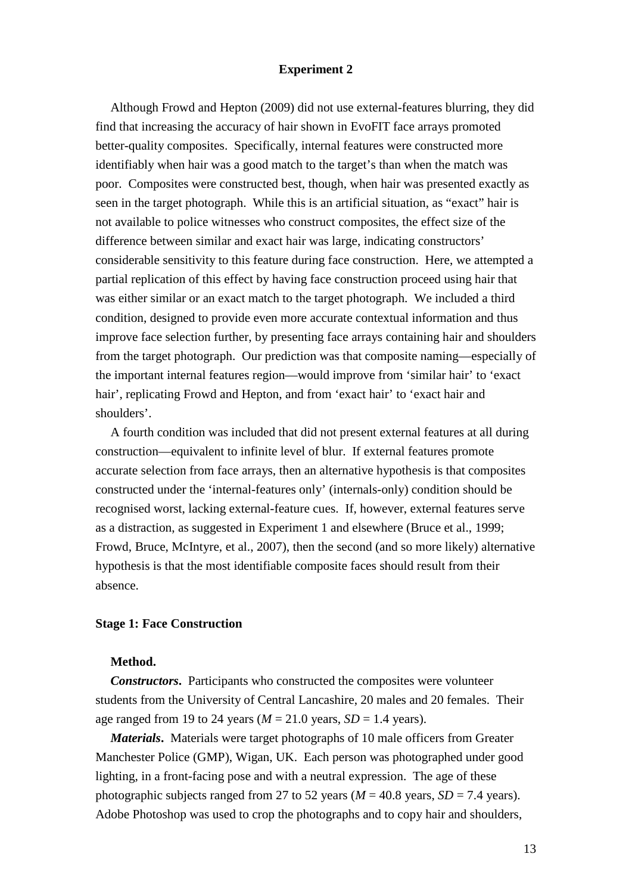## Experiment 2

Although Frowd and Hepton (2009) did not use external-features blurring, they did find that increasing the accuracy of hair shown in EvoFIT face arrays promoted better-quality composites. Specifically, internal features were constructed more identifiably when hair was a good match to the target's than when the match was poor. Composites were constructed best, though, when hair was presented exactly as seen in the target photograph. While this is an artificial situation, as "exact" hair is not available to police witnesses who construct composites, the effect size of the difference between similar and exact hair was large, indicating constructors' considerable sensitivity to this feature during face construction. Here, we attempted a partial replication of this effect by having face construction proceed using hair that was either similar or an exact match to the target photograph. We included a third condition, designed to provide even more accurate contextual information and thus improve face selection further, by presenting face arrays containing hair and shoulders from the target photograph. Our prediction was that composite naming—especially of the important internal features region—would improve from 'similar hair' to 'exact hair', replicating Frowd and Hepton, and from 'exact hair' to 'exact hair and shoulders'.

A fourth condition was included that did not present external features at all during construction—equivalent to infinite level of blur. If external features promote accurate selection from face arrays, then an alternative hypothesis is that composites constructed under the 'internal-features only' (internals-only) condition should be recognised worst, lacking external-feature cues. If, however, external features serve as a distraction, as suggested in Experiment 1 and elsewhere (Bruce et al., 1999; Frowd, Bruce, McIntyre, et al., 2007), then the second (and so more likely) alternative hypothesis is that the most identifiable composite faces should result from their absence.

### Stage 1: Face Construction

#### Method.

***Constructors*.** Participants who constructed the composites were volunteer students from the University of Central Lancashire, 20 males and 20 females. Their age ranged from 19 to 24 years ($M$ = 21.0 years, $SD$ = 1.4 years).

***Materials*.** Materials were target photographs of 10 male officers from Greater Manchester Police (GMP), Wigan, UK. Each person was photographed under good lighting, in a front-facing pose and with a neutral expression. The age of these photographic subjects ranged from 27 to 52 years ($M$ = 40.8 years, $SD$ = 7.4 years). Adobe Photoshop was used to crop the photographs and to copy hair and shoulders,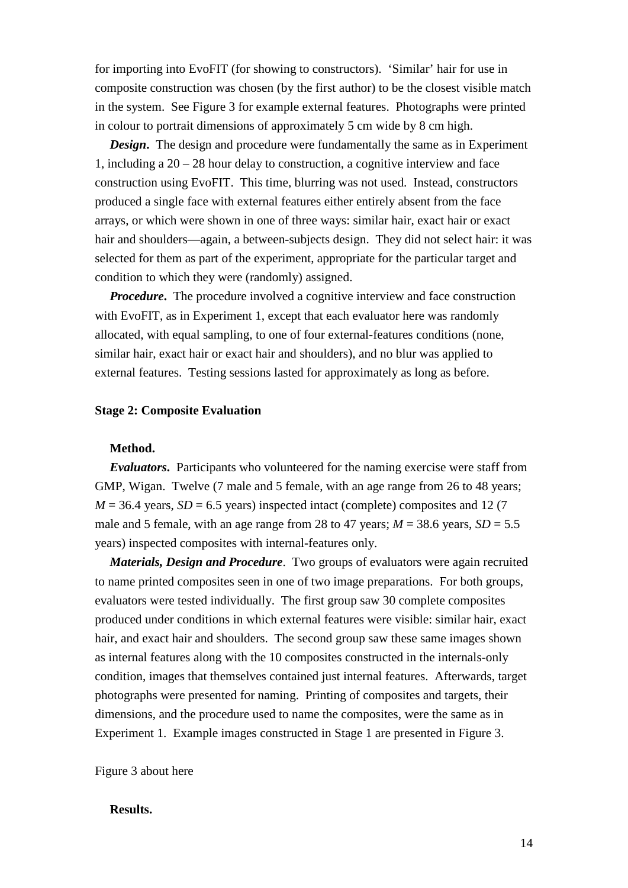for importing into EvoFIT (for showing to constructors). 'Similar' hair for use in composite construction was chosen (by the first author) to be the closest visible match in the system. See Figure 3 for example external features. Photographs were printed in colour to portrait dimensions of approximately 5 cm wide by 8 cm high.

***Design*.** The design and procedure were fundamentally the same as in Experiment 1, including a 20 – 28 hour delay to construction, a cognitive interview and face construction using EvoFIT. This time, blurring was not used. Instead, constructors produced a single face with external features either entirely absent from the face arrays, or which were shown in one of three ways: similar hair, exact hair or exact hair and shoulders—again, a between-subjects design. They did not select hair: it was selected for them as part of the experiment, appropriate for the particular target and condition to which they were (randomly) assigned.

***Procedure*.** The procedure involved a cognitive interview and face construction with EvoFIT, as in Experiment 1, except that each evaluator here was randomly allocated, with equal sampling, to one of four external-features conditions (none, similar hair, exact hair or exact hair and shoulders), and no blur was applied to external features. Testing sessions lasted for approximately as long as before.

### Stage 2: Composite Evaluation

#### Method.

***Evaluators*.** Participants who volunteered for the naming exercise were staff from GMP, Wigan. Twelve (7 male and 5 female, with an age range from 26 to 48 years; $M$ = 36.4 years, $SD$ = 6.5 years) inspected intact (complete) composites and 12 (7 male and 5 female, with an age range from 28 to 47 years; $M$ = 38.6 years, $SD$ = 5.5 years) inspected composites with internal-features only.

***Materials, Design and Procedure*.** Two groups of evaluators were again recruited to name printed composites seen in one of two image preparations. For both groups, evaluators were tested individually. The first group saw 30 complete composites produced under conditions in which external features were visible: similar hair, exact hair, and exact hair and shoulders. The second group saw these same images shown as internal features along with the 10 composites constructed in the internals-only condition, images that themselves contained just internal features. Afterwards, target photographs were presented for naming. Printing of composites and targets, their dimensions, and the procedure used to name the composites, were the same as in Experiment 1. Example images constructed in Stage 1 are presented in Figure 3.

Figure 3 about here

#### Results.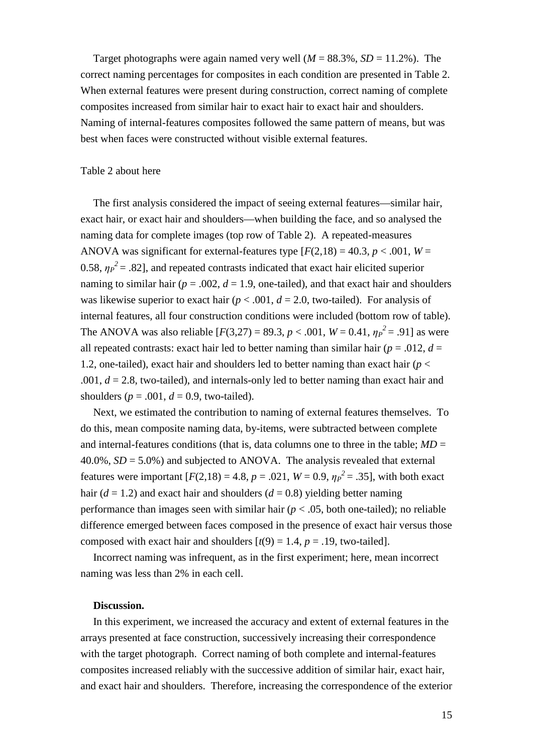Target photographs were again named very well (*M* = 88.3%, *SD* = 11.2%). The correct naming percentages for composites in each condition are presented in Table 2. When external features were present during construction, correct naming of complete composites increased from similar hair to exact hair to exact hair and shoulders. Naming of internal-features composites followed the same pattern of means, but was best when faces were constructed without visible external features.

Table 2 about here

The first analysis considered the impact of seeing external features—similar hair, exact hair, or exact hair and shoulders—when building the face, and so analysed the naming data for complete images (top row of Table 2). A repeated-measures ANOVA was significant for external-features type [$F(2,18) = 40.3$, $p < .001$, $W = 0.58$, $\eta_P^2 = .82$], and repeated contrasts indicated that exact hair elicited superior naming to similar hair ($p = .002$, $d = 1.9$, one-tailed), and that exact hair and shoulders was likewise superior to exact hair ($p < .001$, $d = 2.0$, two-tailed). For analysis of internal features, all four construction conditions were included (bottom row of table). The ANOVA was also reliable [$F(3,27) = 89.3$, $p < .001$, $W = 0.41$, $\eta_P^2 = .91$] as were all repeated contrasts: exact hair led to better naming than similar hair ($p = .012$, $d = 1.2$, one-tailed), exact hair and shoulders led to better naming than exact hair ($p < .001$, $d = 2.8$, two-tailed), and internals-only led to better naming than exact hair and shoulders ($p = .001$, $d = 0.9$, two-tailed).

Next, we estimated the contribution to naming of external features themselves. To do this, mean composite naming data, by-items, were subtracted between complete and internal-features conditions (that is, data columns one to three in the table; $MD = 40.0\%$, $SD = 5.0\%$) and subjected to ANOVA. The analysis revealed that external features were important [$F(2,18) = 4.8$, $p = .021$, $W = 0.9$, $\eta_P^2 = .35$], with both exact hair ($d = 1.2$) and exact hair and shoulders ($d = 0.8$) yielding better naming performance than images seen with similar hair ($p < .05$, both one-tailed); no reliable difference emerged between faces composed in the presence of exact hair versus those composed with exact hair and shoulders [$t(9) = 1.4$, $p = .19$, two-tailed].

Incorrect naming was infrequent, as in the first experiment; here, mean incorrect naming was less than 2% in each cell.

**Discussion.**

In this experiment, we increased the accuracy and extent of external features in the arrays presented at face construction, successively increasing their correspondence with the target photograph. Correct naming of both complete and internal-features composites increased reliably with the successive addition of similar hair, exact hair, and exact hair and shoulders. Therefore, increasing the correspondence of the exterior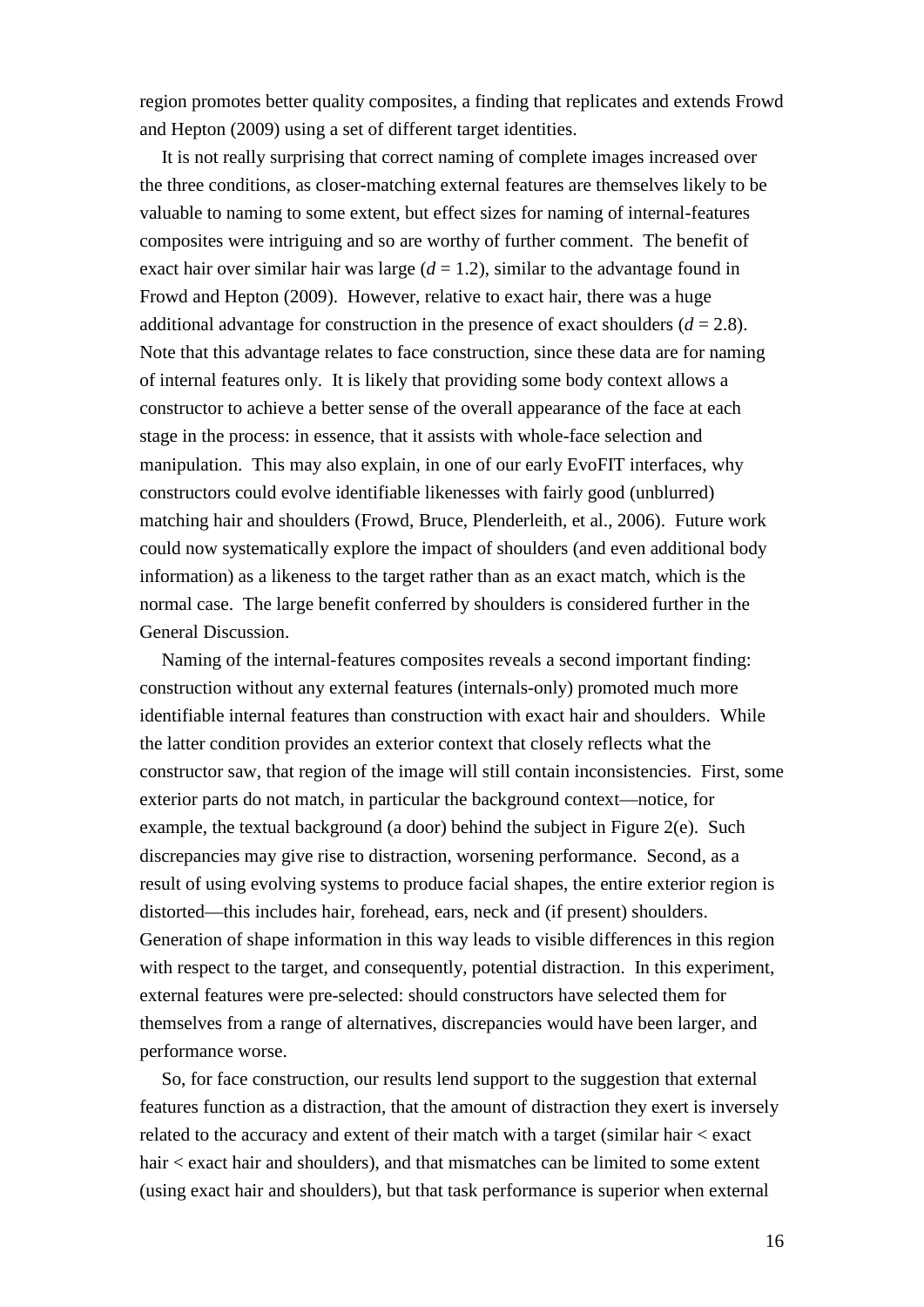region promotes better quality composites, a finding that replicates and extends Frowd and Hepton (2009) using a set of different target identities.

It is not really surprising that correct naming of complete images increased over the three conditions, as closer-matching external features are themselves likely to be valuable to naming to some extent, but effect sizes for naming of internal-features composites were intriguing and so are worthy of further comment. The benefit of exact hair over similar hair was large ($d = 1.2$), similar to the advantage found in Frowd and Hepton (2009). However, relative to exact hair, there was a huge additional advantage for construction in the presence of exact shoulders ($d = 2.8$). Note that this advantage relates to face construction, since these data are for naming of internal features only. It is likely that providing some body context allows a constructor to achieve a better sense of the overall appearance of the face at each stage in the process: in essence, that it assists with whole-face selection and manipulation. This may also explain, in one of our early EvoFIT interfaces, why constructors could evolve identifiable likenesses with fairly good (unblurred) matching hair and shoulders (Frowd, Bruce, Plenderleith, et al., 2006). Future work could now systematically explore the impact of shoulders (and even additional body information) as a likeness to the target rather than as an exact match, which is the normal case. The large benefit conferred by shoulders is considered further in the General Discussion.

Naming of the internal-features composites reveals a second important finding: construction without any external features (internals-only) promoted much more identifiable internal features than construction with exact hair and shoulders. While the latter condition provides an exterior context that closely reflects what the constructor saw, that region of the image will still contain inconsistencies. First, some exterior parts do not match, in particular the background context—notice, for example, the textual background (a door) behind the subject in Figure 2(e). Such discrepancies may give rise to distraction, worsening performance. Second, as a result of using evolving systems to produce facial shapes, the entire exterior region is distorted—this includes hair, forehead, ears, neck and (if present) shoulders. Generation of shape information in this way leads to visible differences in this region with respect to the target, and consequently, potential distraction. In this experiment, external features were pre-selected: should constructors have selected them for themselves from a range of alternatives, discrepancies would have been larger, and performance worse.

So, for face construction, our results lend support to the suggestion that external features function as a distraction, that the amount of distraction they exert is inversely related to the accuracy and extent of their match with a target (similar hair < exact hair < exact hair and shoulders), and that mismatches can be limited to some extent (using exact hair and shoulders), but that task performance is superior when external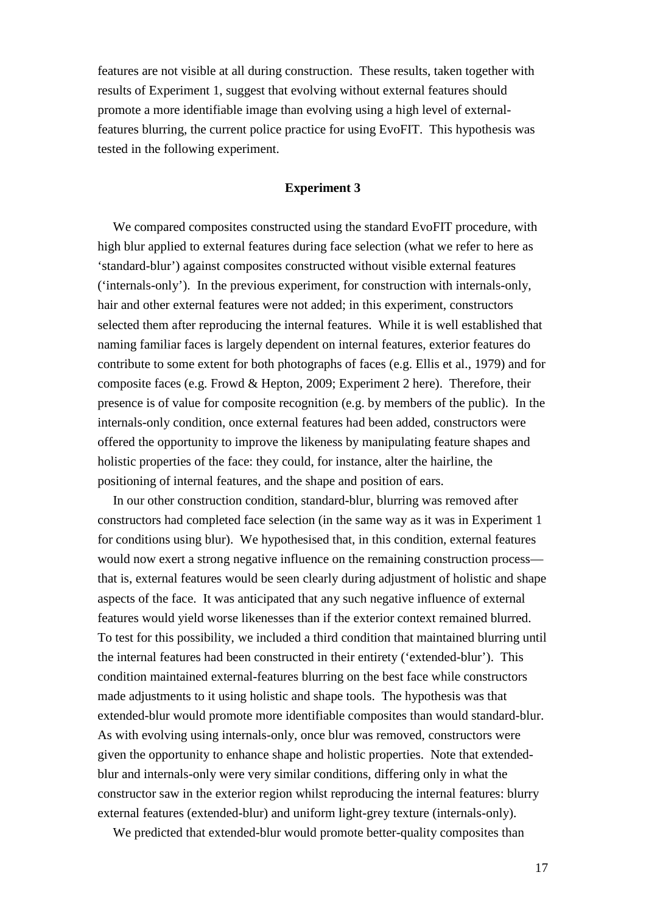features are not visible at all during construction. These results, taken together with results of Experiment 1, suggest that evolving without external features should promote a more identifiable image than evolving using a high level of external-features blurring, the current police practice for using EvoFIT. This hypothesis was tested in the following experiment.

## Experiment 3

We compared composites constructed using the standard EvoFIT procedure, with high blur applied to external features during face selection (what we refer to here as 'standard-blur') against composites constructed without visible external features ('internals-only'). In the previous experiment, for construction with internals-only, hair and other external features were not added; in this experiment, constructors selected them after reproducing the internal features. While it is well established that naming familiar faces is largely dependent on internal features, exterior features do contribute to some extent for both photographs of faces (e.g. Ellis et al., 1979) and for composite faces (e.g. Frowd & Hepton, 2009; Experiment 2 here). Therefore, their presence is of value for composite recognition (e.g. by members of the public). In the internals-only condition, once external features had been added, constructors were offered the opportunity to improve the likeness by manipulating feature shapes and holistic properties of the face: they could, for instance, alter the hairline, the positioning of internal features, and the shape and position of ears.

In our other construction condition, standard-blur, blurring was removed after constructors had completed face selection (in the same way as it was in Experiment 1 for conditions using blur). We hypothesised that, in this condition, external features would now exert a strong negative influence on the remaining construction process—that is, external features would be seen clearly during adjustment of holistic and shape aspects of the face. It was anticipated that any such negative influence of external features would yield worse likenesses than if the exterior context remained blurred. To test for this possibility, we included a third condition that maintained blurring until the internal features had been constructed in their entirety ('extended-blur'). This condition maintained external-features blurring on the best face while constructors made adjustments to it using holistic and shape tools. The hypothesis was that extended-blur would promote more identifiable composites than would standard-blur. As with evolving using internals-only, once blur was removed, constructors were given the opportunity to enhance shape and holistic properties. Note that extended-blur and internals-only were very similar conditions, differing only in what the constructor saw in the exterior region whilst reproducing the internal features: blurry external features (extended-blur) and uniform light-grey texture (internals-only).

We predicted that extended-blur would promote better-quality composites than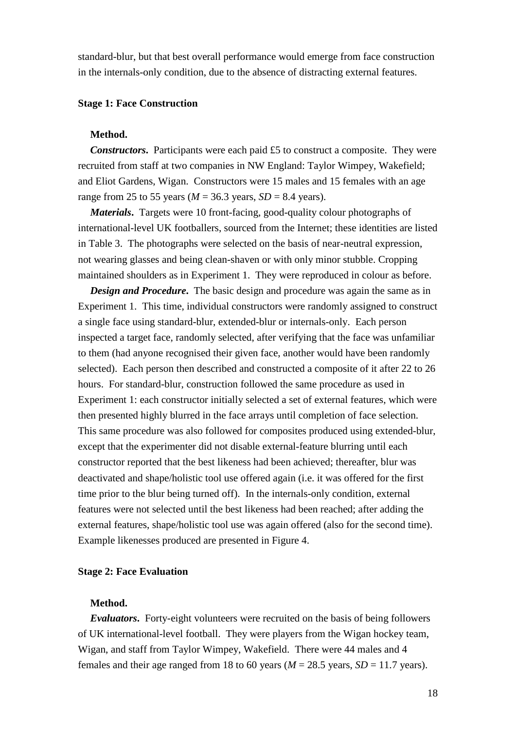standard-blur, but that best overall performance would emerge from face construction in the internals-only condition, due to the absence of distracting external features.

## Stage 1: Face Construction

### Method.

***Constructors*.** Participants were each paid £5 to construct a composite. They were recruited from staff at two companies in NW England: Taylor Wimpey, Wakefield; and Eliot Gardens, Wigan. Constructors were 15 males and 15 females with an age range from 25 to 55 years ($M$ = 36.3 years, $SD$ = 8.4 years).

***Materials*.** Targets were 10 front-facing, good-quality colour photographs of international-level UK footballers, sourced from the Internet; these identities are listed in Table 3. The photographs were selected on the basis of near-neutral expression, not wearing glasses and being clean-shaven or with only minor stubble. Cropping maintained shoulders as in Experiment 1. They were reproduced in colour as before.

***Design and Procedure*.** The basic design and procedure was again the same as in Experiment 1. This time, individual constructors were randomly assigned to construct a single face using standard-blur, extended-blur or internals-only. Each person inspected a target face, randomly selected, after verifying that the face was unfamiliar to them (had anyone recognised their given face, another would have been randomly selected). Each person then described and constructed a composite of it after 22 to 26 hours. For standard-blur, construction followed the same procedure as used in Experiment 1: each constructor initially selected a set of external features, which were then presented highly blurred in the face arrays until completion of face selection. This same procedure was also followed for composites produced using extended-blur, except that the experimenter did not disable external-feature blurring until each constructor reported that the best likeness had been achieved; thereafter, blur was deactivated and shape/holistic tool use offered again (i.e. it was offered for the first time prior to the blur being turned off). In the internals-only condition, external features were not selected until the best likeness had been reached; after adding the external features, shape/holistic tool use was again offered (also for the second time). Example likenesses produced are presented in Figure 4.

## Stage 2: Face Evaluation

### Method.

***Evaluators*.** Forty-eight volunteers were recruited on the basis of being followers of UK international-level football. They were players from the Wigan hockey team, Wigan, and staff from Taylor Wimpey, Wakefield. There were 44 males and 4 females and their age ranged from 18 to 60 years ($M$ = 28.5 years, $SD$ = 11.7 years).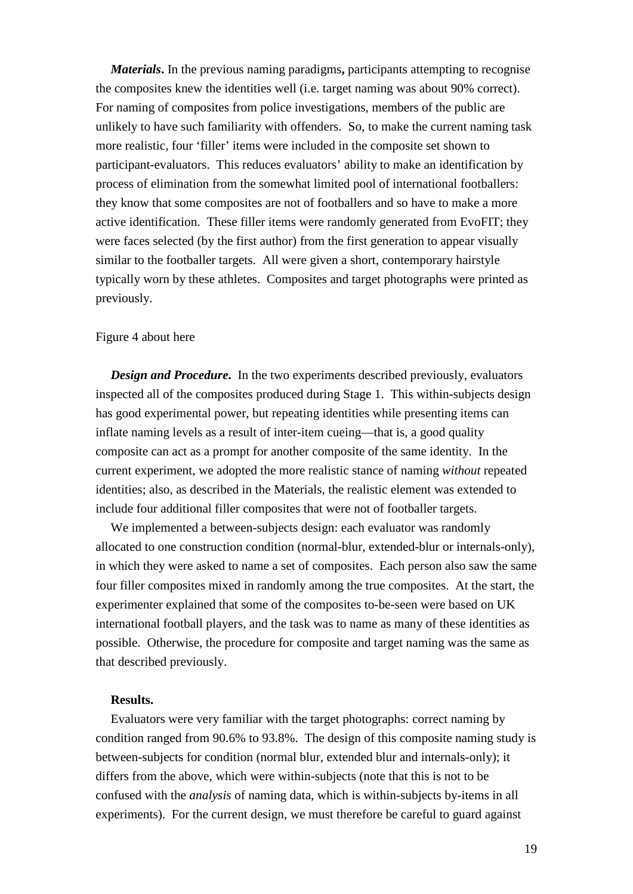***Materials*.** In the previous naming paradigms**,** participants attempting to recognise the composites knew the identities well (i.e. target naming was about 90% correct). For naming of composites from police investigations, members of the public are unlikely to have such familiarity with offenders. So, to make the current naming task more realistic, four 'filler' items were included in the composite set shown to participant-evaluators. This reduces evaluators' ability to make an identification by process of elimination from the somewhat limited pool of international footballers: they know that some composites are not of footballers and so have to make a more active identification. These filler items were randomly generated from EvoFIT; they were faces selected (by the first author) from the first generation to appear visually similar to the footballer targets. All were given a short, contemporary hairstyle typically worn by these athletes. Composites and target photographs were printed as previously.

Figure 4 about here

***Design and Procedure*.** In the two experiments described previously, evaluators inspected all of the composites produced during Stage 1. This within-subjects design has good experimental power, but repeating identities while presenting items can inflate naming levels as a result of inter-item cueing—that is, a good quality composite can act as a prompt for another composite of the same identity. In the current experiment, we adopted the more realistic stance of naming *without* repeated identities; also, as described in the Materials, the realistic element was extended to include four additional filler composites that were not of footballer targets.

We implemented a between-subjects design: each evaluator was randomly allocated to one construction condition (normal-blur, extended-blur or internals-only), in which they were asked to name a set of composites. Each person also saw the same four filler composites mixed in randomly among the true composites. At the start, the experimenter explained that some of the composites to-be-seen were based on UK international football players, and the task was to name as many of these identities as possible. Otherwise, the procedure for composite and target naming was the same as that described previously.

**Results.**

Evaluators were very familiar with the target photographs: correct naming by condition ranged from 90.6% to 93.8%. The design of this composite naming study is between-subjects for condition (normal blur, extended blur and internals-only); it differs from the above, which were within-subjects (note that this is not to be confused with the *analysis* of naming data, which is within-subjects by-items in all experiments). For the current design, we must therefore be careful to guard against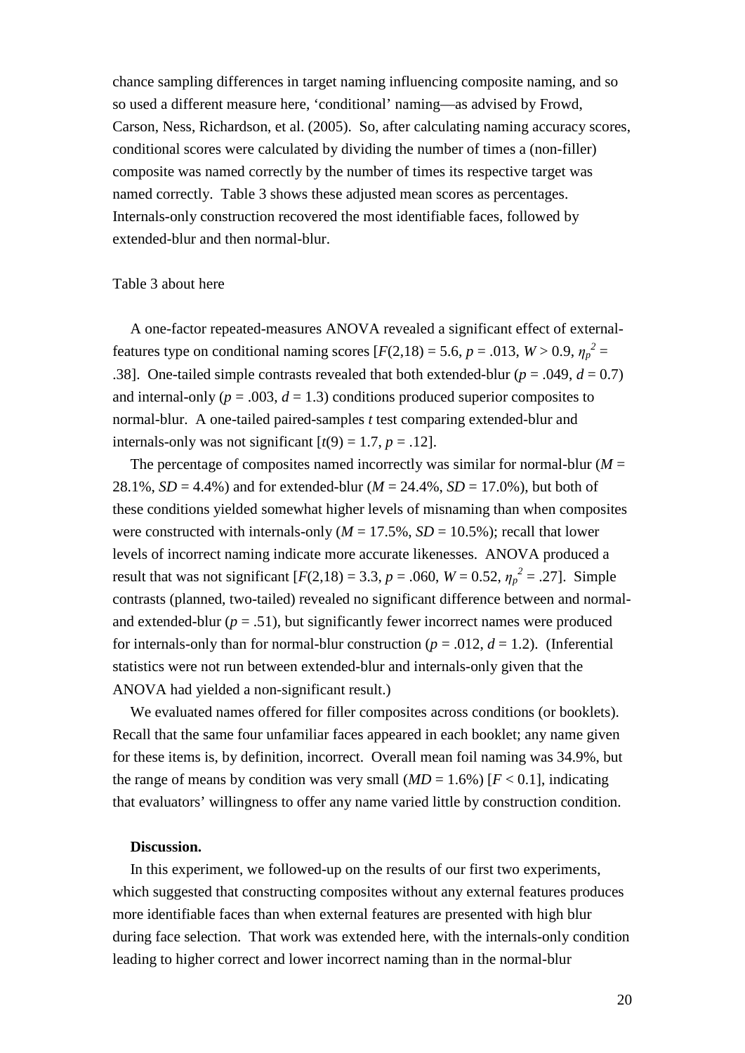chance sampling differences in target naming influencing composite naming, and so so used a different measure here, 'conditional' naming—as advised by Frowd, Carson, Ness, Richardson, et al. (2005). So, after calculating naming accuracy scores, conditional scores were calculated by dividing the number of times a (non-filler) composite was named correctly by the number of times its respective target was named correctly. Table 3 shows these adjusted mean scores as percentages. Internals-only construction recovered the most identifiable faces, followed by extended-blur and then normal-blur.

Table 3 about here

A one-factor repeated-measures ANOVA revealed a significant effect of external-features type on conditional naming scores [$F(2,18) = 5.6$, $p = .013$, $W > 0.9$, $\eta_p^2 = .38$]. One-tailed simple contrasts revealed that both extended-blur ($p = .049$, $d = 0.7$) and internal-only ($p = .003$, $d = 1.3$) conditions produced superior composites to normal-blur. A one-tailed paired-samples *t* test comparing extended-blur and internals-only was not significant [$t(9) = 1.7$, $p = .12$].

The percentage of composites named incorrectly was similar for normal-blur ($M = 28.1\%$, $SD = 4.4\%$) and for extended-blur ($M = 24.4\%$, $SD = 17.0\%$), but both of these conditions yielded somewhat higher levels of misnaming than when composites were constructed with internals-only ($M = 17.5\%$, $SD = 10.5\%$); recall that lower levels of incorrect naming indicate more accurate likenesses. ANOVA produced a result that was not significant [$F(2,18) = 3.3$, $p = .060$, $W = 0.52$, $\eta_p^2 = .27$]. Simple contrasts (planned, two-tailed) revealed no significant difference between and normal- and extended-blur ($p = .51$), but significantly fewer incorrect names were produced for internals-only than for normal-blur construction ($p = .012$, $d = 1.2$). (Inferential statistics were not run between extended-blur and internals-only given that the ANOVA had yielded a non-significant result.)

We evaluated names offered for filler composites across conditions (or booklets). Recall that the same four unfamiliar faces appeared in each booklet; any name given for these items is, by definition, incorrect. Overall mean foil naming was 34.9%, but the range of means by condition was very small ($MD = 1.6\%$) [$F < 0.1$], indicating that evaluators' willingness to offer any name varied little by construction condition.

**Discussion.**

In this experiment, we followed-up on the results of our first two experiments, which suggested that constructing composites without any external features produces more identifiable faces than when external features are presented with high blur during face selection. That work was extended here, with the internals-only condition leading to higher correct and lower incorrect naming than in the normal-blur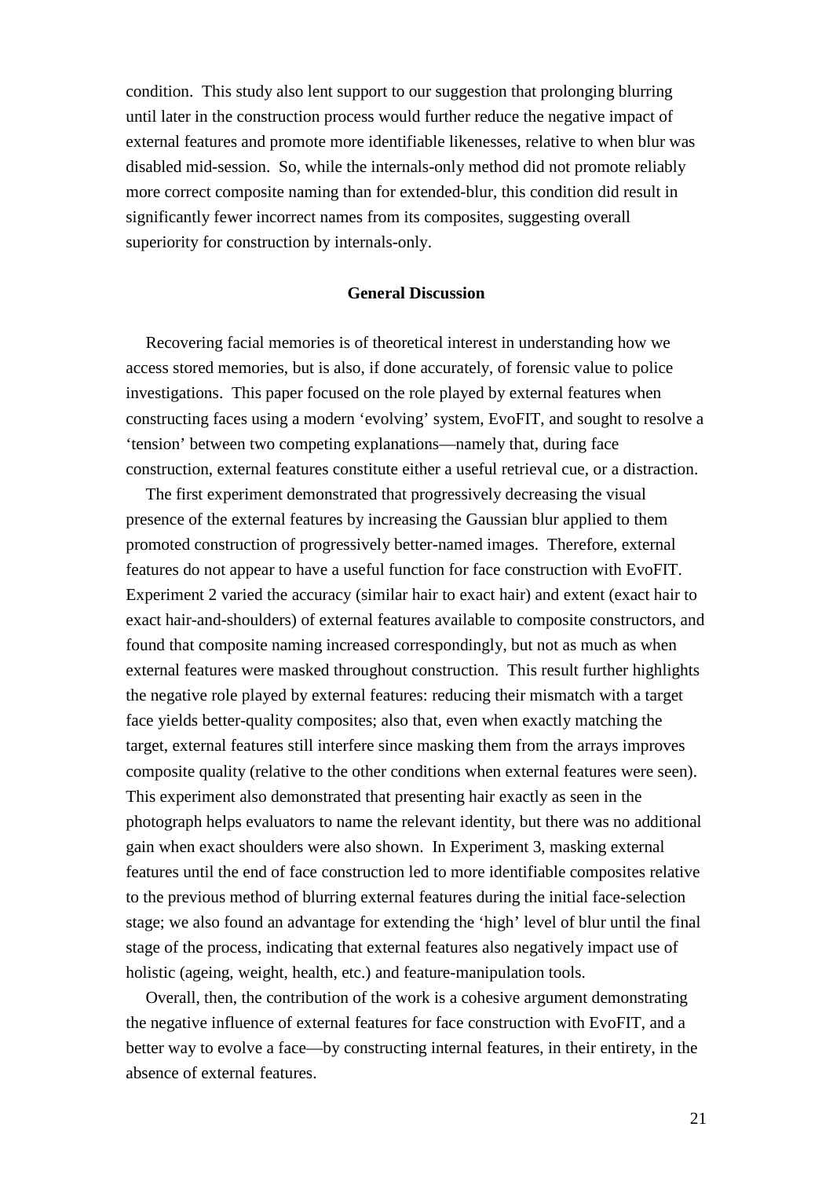condition. This study also lent support to our suggestion that prolonging blurring until later in the construction process would further reduce the negative impact of external features and promote more identifiable likenesses, relative to when blur was disabled mid-session. So, while the internals-only method did not promote reliably more correct composite naming than for extended-blur, this condition did result in significantly fewer incorrect names from its composites, suggesting overall superiority for construction by internals-only.

## General Discussion

Recovering facial memories is of theoretical interest in understanding how we access stored memories, but is also, if done accurately, of forensic value to police investigations. This paper focused on the role played by external features when constructing faces using a modern 'evolving' system, EvoFIT, and sought to resolve a 'tension' between two competing explanations—namely that, during face construction, external features constitute either a useful retrieval cue, or a distraction.

The first experiment demonstrated that progressively decreasing the visual presence of the external features by increasing the Gaussian blur applied to them promoted construction of progressively better-named images. Therefore, external features do not appear to have a useful function for face construction with EvoFIT. Experiment 2 varied the accuracy (similar hair to exact hair) and extent (exact hair to exact hair-and-shoulders) of external features available to composite constructors, and found that composite naming increased correspondingly, but not as much as when external features were masked throughout construction. This result further highlights the negative role played by external features: reducing their mismatch with a target face yields better-quality composites; also that, even when exactly matching the target, external features still interfere since masking them from the arrays improves composite quality (relative to the other conditions when external features were seen). This experiment also demonstrated that presenting hair exactly as seen in the photograph helps evaluators to name the relevant identity, but there was no additional gain when exact shoulders were also shown. In Experiment 3, masking external features until the end of face construction led to more identifiable composites relative to the previous method of blurring external features during the initial face-selection stage; we also found an advantage for extending the 'high' level of blur until the final stage of the process, indicating that external features also negatively impact use of holistic (ageing, weight, health, etc.) and feature-manipulation tools.

Overall, then, the contribution of the work is a cohesive argument demonstrating the negative influence of external features for face construction with EvoFIT, and a better way to evolve a face—by constructing internal features, in their entirety, in the absence of external features.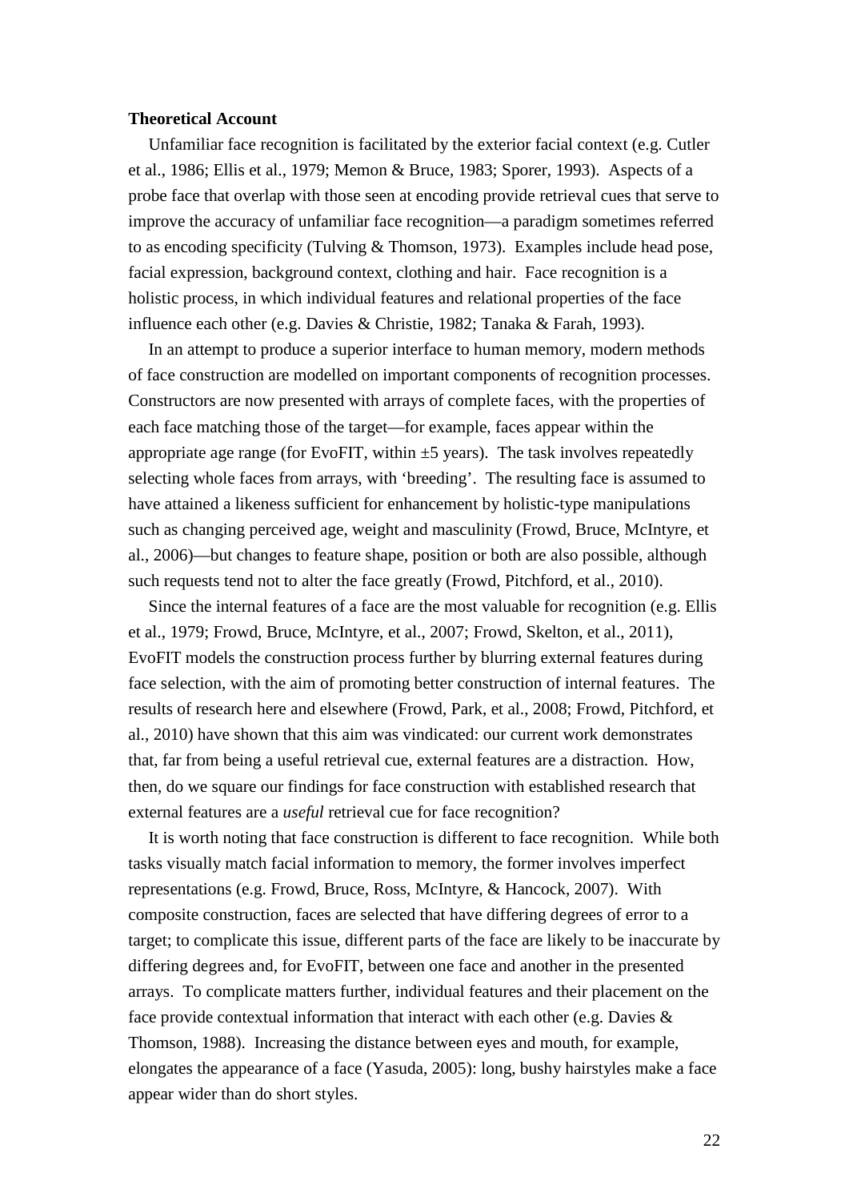**Theoretical Account**

Unfamiliar face recognition is facilitated by the exterior facial context (e.g. Cutler et al., 1986; Ellis et al., 1979; Memon & Bruce, 1983; Sporer, 1993). Aspects of a probe face that overlap with those seen at encoding provide retrieval cues that serve to improve the accuracy of unfamiliar face recognition—a paradigm sometimes referred to as encoding specificity (Tulving & Thomson, 1973). Examples include head pose, facial expression, background context, clothing and hair. Face recognition is a holistic process, in which individual features and relational properties of the face influence each other (e.g. Davies & Christie, 1982; Tanaka & Farah, 1993).

In an attempt to produce a superior interface to human memory, modern methods of face construction are modelled on important components of recognition processes. Constructors are now presented with arrays of complete faces, with the properties of each face matching those of the target—for example, faces appear within the appropriate age range (for EvoFIT, within ±5 years). The task involves repeatedly selecting whole faces from arrays, with 'breeding'. The resulting face is assumed to have attained a likeness sufficient for enhancement by holistic-type manipulations such as changing perceived age, weight and masculinity (Frowd, Bruce, McIntyre, et al., 2006)—but changes to feature shape, position or both are also possible, although such requests tend not to alter the face greatly (Frowd, Pitchford, et al., 2010).

Since the internal features of a face are the most valuable for recognition (e.g. Ellis et al., 1979; Frowd, Bruce, McIntyre, et al., 2007; Frowd, Skelton, et al., 2011), EvoFIT models the construction process further by blurring external features during face selection, with the aim of promoting better construction of internal features. The results of research here and elsewhere (Frowd, Park, et al., 2008; Frowd, Pitchford, et al., 2010) have shown that this aim was vindicated: our current work demonstrates that, far from being a useful retrieval cue, external features are a distraction. How, then, do we square our findings for face construction with established research that external features are a *useful* retrieval cue for face recognition?

It is worth noting that face construction is different to face recognition. While both tasks visually match facial information to memory, the former involves imperfect representations (e.g. Frowd, Bruce, Ross, McIntyre, & Hancock, 2007). With composite construction, faces are selected that have differing degrees of error to a target; to complicate this issue, different parts of the face are likely to be inaccurate by differing degrees and, for EvoFIT, between one face and another in the presented arrays. To complicate matters further, individual features and their placement on the face provide contextual information that interact with each other (e.g. Davies & Thomson, 1988). Increasing the distance between eyes and mouth, for example, elongates the appearance of a face (Yasuda, 2005): long, bushy hairstyles make a face appear wider than do short styles.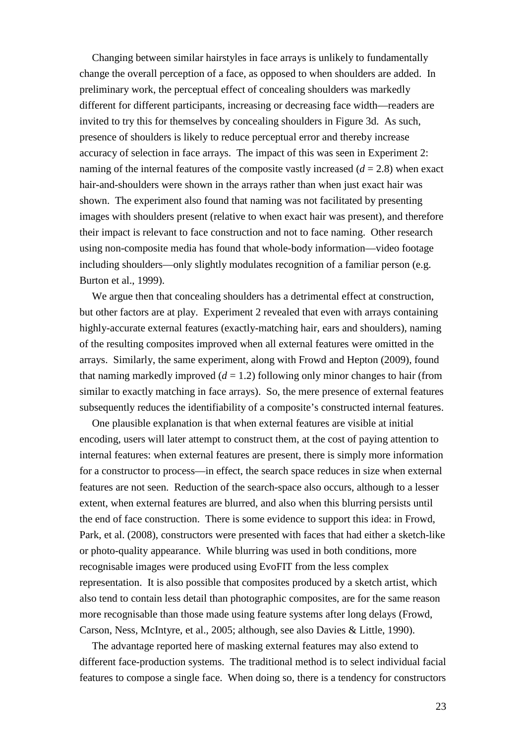Changing between similar hairstyles in face arrays is unlikely to fundamentally change the overall perception of a face, as opposed to when shoulders are added. In preliminary work, the perceptual effect of concealing shoulders was markedly different for different participants, increasing or decreasing face width—readers are invited to try this for themselves by concealing shoulders in Figure 3d. As such, presence of shoulders is likely to reduce perceptual error and thereby increase accuracy of selection in face arrays. The impact of this was seen in Experiment 2: naming of the internal features of the composite vastly increased ($d$ = 2.8) when exact hair-and-shoulders were shown in the arrays rather than when just exact hair was shown. The experiment also found that naming was not facilitated by presenting images with shoulders present (relative to when exact hair was present), and therefore their impact is relevant to face construction and not to face naming. Other research using non-composite media has found that whole-body information—video footage including shoulders—only slightly modulates recognition of a familiar person (e.g. Burton et al., 1999).

We argue then that concealing shoulders has a detrimental effect at construction, but other factors are at play. Experiment 2 revealed that even with arrays containing highly-accurate external features (exactly-matching hair, ears and shoulders), naming of the resulting composites improved when all external features were omitted in the arrays. Similarly, the same experiment, along with Frowd and Hepton (2009), found that naming markedly improved ($d$ = 1.2) following only minor changes to hair (from similar to exactly matching in face arrays). So, the mere presence of external features subsequently reduces the identifiability of a composite's constructed internal features.

One plausible explanation is that when external features are visible at initial encoding, users will later attempt to construct them, at the cost of paying attention to internal features: when external features are present, there is simply more information for a constructor to process—in effect, the search space reduces in size when external features are not seen. Reduction of the search-space also occurs, although to a lesser extent, when external features are blurred, and also when this blurring persists until the end of face construction. There is some evidence to support this idea: in Frowd, Park, et al. (2008), constructors were presented with faces that had either a sketch-like or photo-quality appearance. While blurring was used in both conditions, more recognisable images were produced using EvoFIT from the less complex representation. It is also possible that composites produced by a sketch artist, which also tend to contain less detail than photographic composites, are for the same reason more recognisable than those made using feature systems after long delays (Frowd, Carson, Ness, McIntyre, et al., 2005; although, see also Davies & Little, 1990).

The advantage reported here of masking external features may also extend to different face-production systems. The traditional method is to select individual facial features to compose a single face. When doing so, there is a tendency for constructors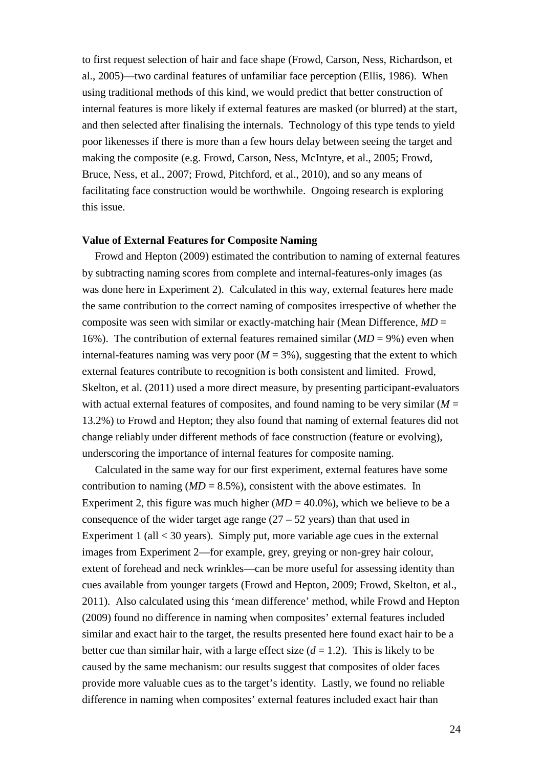to first request selection of hair and face shape (Frowd, Carson, Ness, Richardson, et al., 2005)—two cardinal features of unfamiliar face perception (Ellis, 1986). When using traditional methods of this kind, we would predict that better construction of internal features is more likely if external features are masked (or blurred) at the start, and then selected after finalising the internals. Technology of this type tends to yield poor likenesses if there is more than a few hours delay between seeing the target and making the composite (e.g. Frowd, Carson, Ness, McIntyre, et al., 2005; Frowd, Bruce, Ness, et al., 2007; Frowd, Pitchford, et al., 2010), and so any means of facilitating face construction would be worthwhile. Ongoing research is exploring this issue.

**Value of External Features for Composite Naming**

Frowd and Hepton (2009) estimated the contribution to naming of external features by subtracting naming scores from complete and internal-features-only images (as was done here in Experiment 2). Calculated in this way, external features here made the same contribution to the correct naming of composites irrespective of whether the composite was seen with similar or exactly-matching hair (Mean Difference, $MD$ = 16%). The contribution of external features remained similar ($MD$ = 9%) even when internal-features naming was very poor ($M$ = 3%), suggesting that the extent to which external features contribute to recognition is both consistent and limited. Frowd, Skelton, et al. (2011) used a more direct measure, by presenting participant-evaluators with actual external features of composites, and found naming to be very similar ($M$ = 13.2%) to Frowd and Hepton; they also found that naming of external features did not change reliably under different methods of face construction (feature or evolving), underscoring the importance of internal features for composite naming.

Calculated in the same way for our first experiment, external features have some contribution to naming ($MD$ = 8.5%), consistent with the above estimates. In Experiment 2, this figure was much higher ($MD$ = 40.0%), which we believe to be a consequence of the wider target age range (27 – 52 years) than that used in Experiment 1 (all < 30 years). Simply put, more variable age cues in the external images from Experiment 2—for example, grey, greying or non-grey hair colour, extent of forehead and neck wrinkles—can be more useful for assessing identity than cues available from younger targets (Frowd and Hepton, 2009; Frowd, Skelton, et al., 2011). Also calculated using this 'mean difference' method, while Frowd and Hepton (2009) found no difference in naming when composites' external features included similar and exact hair to the target, the results presented here found exact hair to be a better cue than similar hair, with a large effect size ($d$ = 1.2). This is likely to be caused by the same mechanism: our results suggest that composites of older faces provide more valuable cues as to the target's identity. Lastly, we found no reliable difference in naming when composites' external features included exact hair than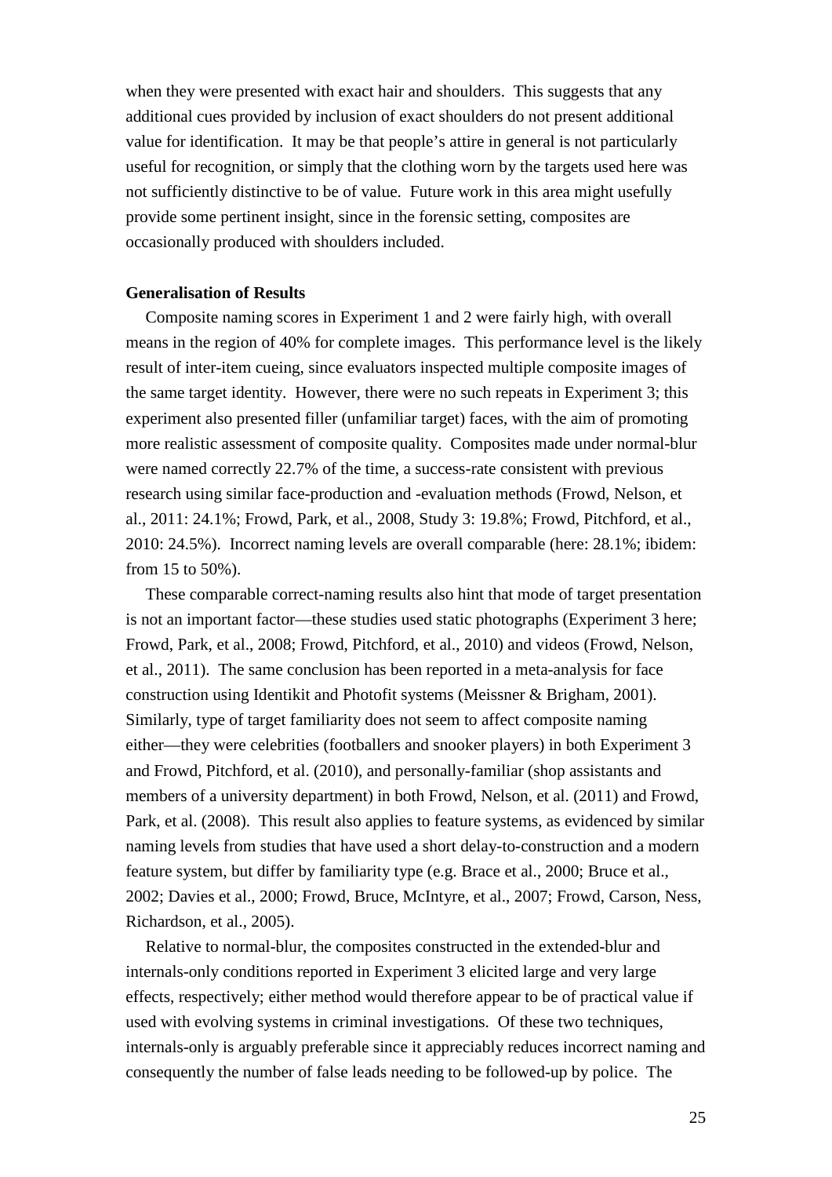when they were presented with exact hair and shoulders. This suggests that any additional cues provided by inclusion of exact shoulders do not present additional value for identification. It may be that people's attire in general is not particularly useful for recognition, or simply that the clothing worn by the targets used here was not sufficiently distinctive to be of value. Future work in this area might usefully provide some pertinent insight, since in the forensic setting, composites are occasionally produced with shoulders included.

**Generalisation of Results**

Composite naming scores in Experiment 1 and 2 were fairly high, with overall means in the region of 40% for complete images. This performance level is the likely result of inter-item cueing, since evaluators inspected multiple composite images of the same target identity. However, there were no such repeats in Experiment 3; this experiment also presented filler (unfamiliar target) faces, with the aim of promoting more realistic assessment of composite quality. Composites made under normal-blur were named correctly 22.7% of the time, a success-rate consistent with previous research using similar face-production and -evaluation methods (Frowd, Nelson, et al., 2011: 24.1%; Frowd, Park, et al., 2008, Study 3: 19.8%; Frowd, Pitchford, et al., 2010: 24.5%). Incorrect naming levels are overall comparable (here: 28.1%; ibidem: from 15 to 50%).

These comparable correct-naming results also hint that mode of target presentation is not an important factor—these studies used static photographs (Experiment 3 here; Frowd, Park, et al., 2008; Frowd, Pitchford, et al., 2010) and videos (Frowd, Nelson, et al., 2011). The same conclusion has been reported in a meta-analysis for face construction using Identikit and Photofit systems (Meissner & Brigham, 2001). Similarly, type of target familiarity does not seem to affect composite naming either—they were celebrities (footballers and snooker players) in both Experiment 3 and Frowd, Pitchford, et al. (2010), and personally-familiar (shop assistants and members of a university department) in both Frowd, Nelson, et al. (2011) and Frowd, Park, et al. (2008). This result also applies to feature systems, as evidenced by similar naming levels from studies that have used a short delay-to-construction and a modern feature system, but differ by familiarity type (e.g. Brace et al., 2000; Bruce et al., 2002; Davies et al., 2000; Frowd, Bruce, McIntyre, et al., 2007; Frowd, Carson, Ness, Richardson, et al., 2005).

Relative to normal-blur, the composites constructed in the extended-blur and internals-only conditions reported in Experiment 3 elicited large and very large effects, respectively; either method would therefore appear to be of practical value if used with evolving systems in criminal investigations. Of these two techniques, internals-only is arguably preferable since it appreciably reduces incorrect naming and consequently the number of false leads needing to be followed-up by police. The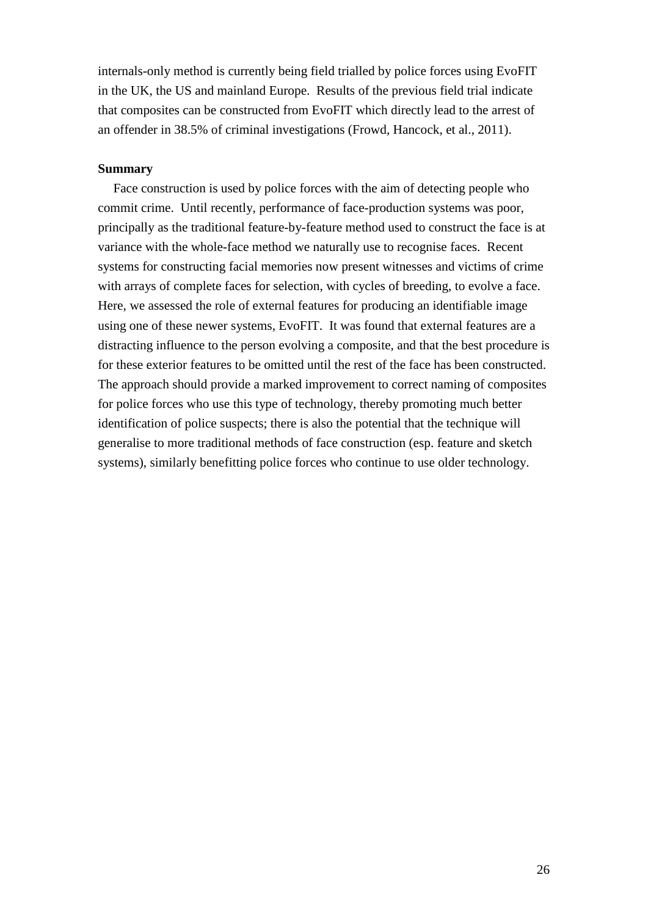internals-only method is currently being field trialled by police forces using EvoFIT in the UK, the US and mainland Europe. Results of the previous field trial indicate that composites can be constructed from EvoFIT which directly lead to the arrest of an offender in 38.5% of criminal investigations (Frowd, Hancock, et al., 2011).

## Summary

Face construction is used by police forces with the aim of detecting people who commit crime. Until recently, performance of face-production systems was poor, principally as the traditional feature-by-feature method used to construct the face is at variance with the whole-face method we naturally use to recognise faces. Recent systems for constructing facial memories now present witnesses and victims of crime with arrays of complete faces for selection, with cycles of breeding, to evolve a face. Here, we assessed the role of external features for producing an identifiable image using one of these newer systems, EvoFIT. It was found that external features are a distracting influence to the person evolving a composite, and that the best procedure is for these exterior features to be omitted until the rest of the face has been constructed. The approach should provide a marked improvement to correct naming of composites for police forces who use this type of technology, thereby promoting much better identification of police suspects; there is also the potential that the technique will generalise to more traditional methods of face construction (esp. feature and sketch systems), similarly benefitting police forces who continue to use older technology.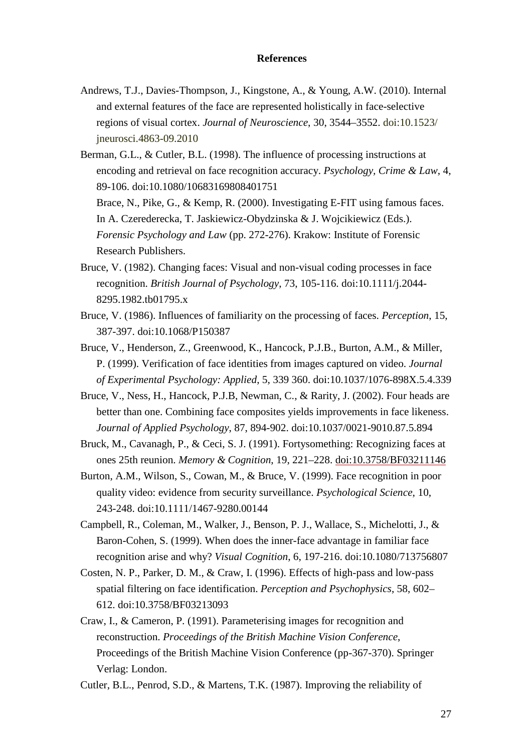**References**

Andrews, T.J., Davies-Thompson, J., Kingstone, A., & Young, A.W. (2010). Internal and external features of the face are represented holistically in face-selective regions of visual cortex. *Journal of Neuroscience*, 30, 3544–3552. doi:10.1523/jneurosci.4863-09.2010

Berman, G.L., & Cutler, B.L. (1998). The influence of processing instructions at encoding and retrieval on face recognition accuracy. *Psychology, Crime & Law*, 4, 89-106. doi:10.1080/10683169808401751
Brace, N., Pike, G., & Kemp, R. (2000). Investigating E-FIT using famous faces. In A. Czerederecka, T. Jaskiewicz-Obydzinska & J. Wojcikiewicz (Eds.). *Forensic Psychology and Law* (pp. 272-276). Krakow: Institute of Forensic Research Publishers.

Bruce, V. (1982). Changing faces: Visual and non-visual coding processes in face recognition. *British Journal of Psychology*, 73, 105-116. doi:10.1111/j.2044-8295.1982.tb01795.x

Bruce, V. (1986). Influences of familiarity on the processing of faces. *Perception*, 15, 387-397. doi:10.1068/P150387

Bruce, V., Henderson, Z., Greenwood, K., Hancock, P.J.B., Burton, A.M., & Miller, P. (1999). Verification of face identities from images captured on video. *Journal of Experimental Psychology: Applied*, 5, 339 360. doi:10.1037/1076-898X.5.4.339

Bruce, V., Ness, H., Hancock, P.J.B, Newman, C., & Rarity, J. (2002). Four heads are better than one. Combining face composites yields improvements in face likeness. *Journal of Applied Psychology*, 87, 894-902. doi:10.1037/0021-9010.87.5.894

Bruck, M., Cavanagh, P., & Ceci, S. J. (1991). Fortysomething: Recognizing faces at ones 25th reunion. *Memory & Cognition*, 19, 221–228. doi:10.3758/BF03211146

Burton, A.M., Wilson, S., Cowan, M., & Bruce, V. (1999). Face recognition in poor quality video: evidence from security surveillance. *Psychological Science*, 10, 243-248. doi:10.1111/1467-9280.00144

Campbell, R., Coleman, M., Walker, J., Benson, P. J., Wallace, S., Michelotti, J., & Baron-Cohen, S. (1999). When does the inner-face advantage in familiar face recognition arise and why? *Visual Cognition*, 6, 197-216. doi:10.1080/713756807

Costen, N. P., Parker, D. M., & Craw, I. (1996). Effects of high-pass and low-pass spatial filtering on face identification. *Perception and Psychophysics*, 58, 602–612. doi:10.3758/BF03213093

Craw, I., & Cameron, P. (1991). Parameterising images for recognition and reconstruction. *Proceedings of the British Machine Vision Conference*, Proceedings of the British Machine Vision Conference (pp-367-370). Springer Verlag: London.

Cutler, B.L., Penrod, S.D., & Martens, T.K. (1987). Improving the reliability of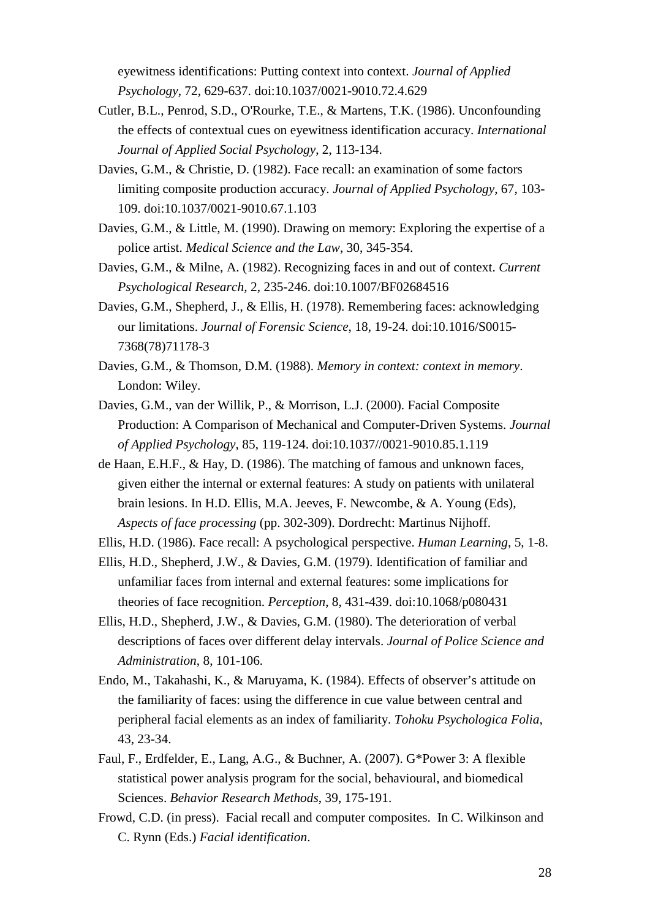eyewitness identifications: Putting context into context. *Journal of Applied Psychology*, 72, 629-637. doi:10.1037/0021-9010.72.4.629

Cutler, B.L., Penrod, S.D., O'Rourke, T.E., & Martens, T.K. (1986). Unconfounding the effects of contextual cues on eyewitness identification accuracy. *International Journal of Applied Social Psychology*, 2, 113-134.

Davies, G.M., & Christie, D. (1982). Face recall: an examination of some factors limiting composite production accuracy. *Journal of Applied Psychology*, 67, 103-109. doi:10.1037/0021-9010.67.1.103

Davies, G.M., & Little, M. (1990). Drawing on memory: Exploring the expertise of a police artist. *Medical Science and the Law*, 30, 345-354.

Davies, G.M., & Milne, A. (1982). Recognizing faces in and out of context. *Current Psychological Research*, 2, 235-246. doi:10.1007/BF02684516

Davies, G.M., Shepherd, J., & Ellis, H. (1978). Remembering faces: acknowledging our limitations. *Journal of Forensic Science*, 18, 19-24. doi:10.1016/S0015-7368(78)71178-3

Davies, G.M., & Thomson, D.M. (1988). *Memory in context: context in memory*. London: Wiley.

Davies, G.M., van der Willik, P., & Morrison, L.J. (2000). Facial Composite Production: A Comparison of Mechanical and Computer-Driven Systems. *Journal of Applied Psychology*, 85, 119-124. doi:10.1037//0021-9010.85.1.119

de Haan, E.H.F., & Hay, D. (1986). The matching of famous and unknown faces, given either the internal or external features: A study on patients with unilateral brain lesions. In H.D. Ellis, M.A. Jeeves, F. Newcombe, & A. Young (Eds), *Aspects of face processing* (pp. 302-309). Dordrecht: Martinus Nijhoff.

Ellis, H.D. (1986). Face recall: A psychological perspective. *Human Learning*, 5, 1-8.

Ellis, H.D., Shepherd, J.W., & Davies, G.M. (1979). Identification of familiar and unfamiliar faces from internal and external features: some implications for theories of face recognition. *Perception*, 8, 431-439. doi:10.1068/p080431

Ellis, H.D., Shepherd, J.W., & Davies, G.M. (1980). The deterioration of verbal descriptions of faces over different delay intervals. *Journal of Police Science and Administration*, 8, 101-106.

Endo, M., Takahashi, K., & Maruyama, K. (1984). Effects of observer's attitude on the familiarity of faces: using the difference in cue value between central and peripheral facial elements as an index of familiarity. *Tohoku Psychologica Folia*, 43, 23-34.

Faul, F., Erdfelder, E., Lang, A.G., & Buchner, A. (2007). G*Power 3: A flexible statistical power analysis program for the social, behavioural, and biomedical Sciences. *Behavior Research Methods*, 39, 175-191.

Frowd, C.D. (in press). Facial recall and computer composites. In C. Wilkinson and C. Rynn (Eds.) *Facial identification*.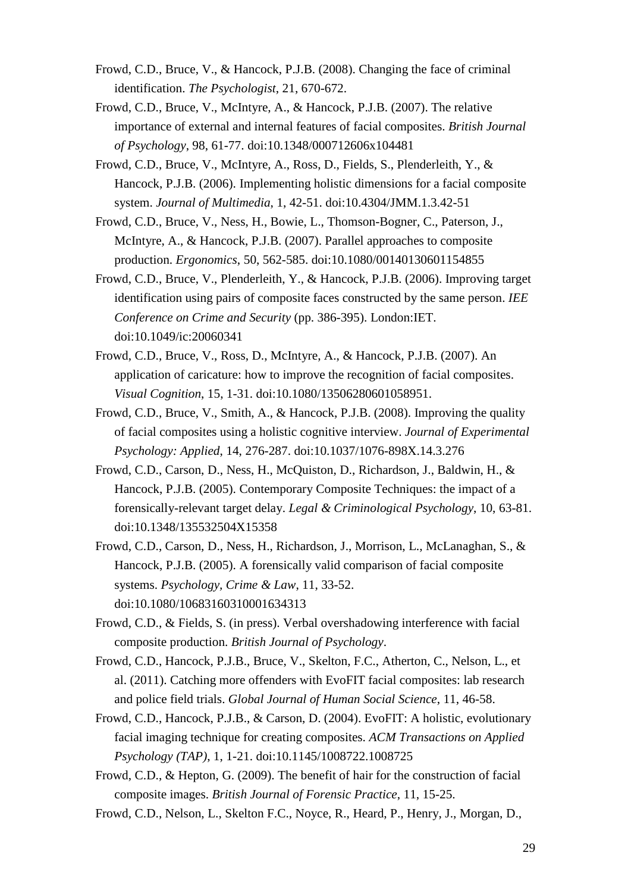Frowd, C.D., Bruce, V., & Hancock, P.J.B. (2008). Changing the face of criminal identification. *The Psychologist*, 21, 670-672.

Frowd, C.D., Bruce, V., McIntyre, A., & Hancock, P.J.B. (2007). The relative importance of external and internal features of facial composites. *British Journal of Psychology*, 98, 61-77. doi:10.1348/000712606x104481

Frowd, C.D., Bruce, V., McIntyre, A., Ross, D., Fields, S., Plenderleith, Y., & Hancock, P.J.B. (2006). Implementing holistic dimensions for a facial composite system. *Journal of Multimedia*, 1, 42-51. doi:10.4304/JMM.1.3.42-51

Frowd, C.D., Bruce, V., Ness, H., Bowie, L., Thomson-Bogner, C., Paterson, J., McIntyre, A., & Hancock, P.J.B. (2007). Parallel approaches to composite production. *Ergonomics*, 50, 562-585. doi:10.1080/00140130601154855

Frowd, C.D., Bruce, V., Plenderleith, Y., & Hancock, P.J.B. (2006). Improving target identification using pairs of composite faces constructed by the same person. *IEE Conference on Crime and Security* (pp. 386-395). London:IET. doi:10.1049/ic:20060341

Frowd, C.D., Bruce, V., Ross, D., McIntyre, A., & Hancock, P.J.B. (2007). An application of caricature: how to improve the recognition of facial composites. *Visual Cognition*, 15, 1-31. doi:10.1080/13506280601058951.

Frowd, C.D., Bruce, V., Smith, A., & Hancock, P.J.B. (2008). Improving the quality of facial composites using a holistic cognitive interview. *Journal of Experimental Psychology: Applied*, 14, 276-287. doi:10.1037/1076-898X.14.3.276

Frowd, C.D., Carson, D., Ness, H., McQuiston, D., Richardson, J., Baldwin, H., & Hancock, P.J.B. (2005). Contemporary Composite Techniques: the impact of a forensically-relevant target delay. *Legal & Criminological Psychology*, 10, 63-81. doi:10.1348/135532504X15358

Frowd, C.D., Carson, D., Ness, H., Richardson, J., Morrison, L., McLanaghan, S., & Hancock, P.J.B. (2005). A forensically valid comparison of facial composite systems. *Psychology, Crime & Law*, 11, 33-52. doi:10.1080/10683160310001634313

Frowd, C.D., & Fields, S. (in press). Verbal overshadowing interference with facial composite production. *British Journal of Psychology*.

Frowd, C.D., Hancock, P.J.B., Bruce, V., Skelton, F.C., Atherton, C., Nelson, L., et al. (2011). Catching more offenders with EvoFIT facial composites: lab research and police field trials. *Global Journal of Human Social Science*, 11, 46-58.

Frowd, C.D., Hancock, P.J.B., & Carson, D. (2004). EvoFIT: A holistic, evolutionary facial imaging technique for creating composites. *ACM Transactions on Applied Psychology (TAP)*, 1, 1-21. doi:10.1145/1008722.1008725

Frowd, C.D., & Hepton, G. (2009). The benefit of hair for the construction of facial composite images. *British Journal of Forensic Practice*, 11, 15-25.

Frowd, C.D., Nelson, L., Skelton F.C., Noyce, R., Heard, P., Henry, J., Morgan, D.,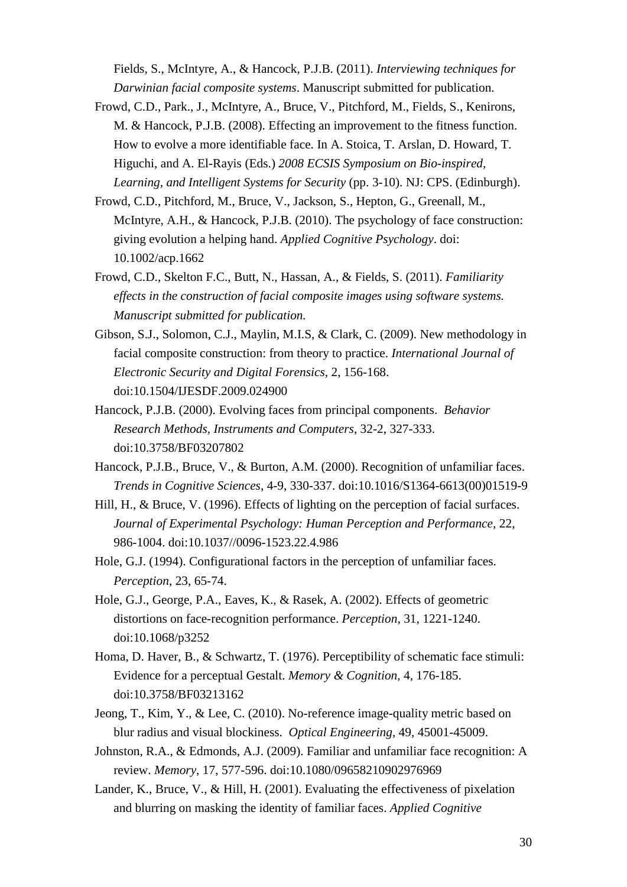Fields, S., McIntyre, A., & Hancock, P.J.B. (2011). *Interviewing techniques for Darwinian facial composite systems*. Manuscript submitted for publication.

Frowd, C.D., Park., J., McIntyre, A., Bruce, V., Pitchford, M., Fields, S., Kenirons, M. & Hancock, P.J.B. (2008). Effecting an improvement to the fitness function. How to evolve a more identifiable face. In A. Stoica, T. Arslan, D. Howard, T. Higuchi, and A. El-Rayis (Eds.) *2008 ECSIS Symposium on Bio-inspired, Learning, and Intelligent Systems for Security* (pp. 3-10). NJ: CPS. (Edinburgh).

Frowd, C.D., Pitchford, M., Bruce, V., Jackson, S., Hepton, G., Greenall, M., McIntyre, A.H., & Hancock, P.J.B. (2010). The psychology of face construction: giving evolution a helping hand. *Applied Cognitive Psychology*. doi: 10.1002/acp.1662

Frowd, C.D., Skelton F.C., Butt, N., Hassan, A., & Fields, S. (2011). *Familiarity effects in the construction of facial composite images using software systems. Manuscript submitted for publication.*

Gibson, S.J., Solomon, C.J., Maylin, M.I.S, & Clark, C. (2009). New methodology in facial composite construction: from theory to practice. *International Journal of Electronic Security and Digital Forensics*, 2, 156-168. doi:10.1504/IJESDF.2009.024900

Hancock, P.J.B. (2000). Evolving faces from principal components. *Behavior Research Methods, Instruments and Computers*, 32-2, 327-333. doi:10.3758/BF03207802

Hancock, P.J.B., Bruce, V., & Burton, A.M. (2000). Recognition of unfamiliar faces. *Trends in Cognitive Sciences*, 4-9, 330-337. doi:10.1016/S1364-6613(00)01519-9

Hill, H., & Bruce, V. (1996). Effects of lighting on the perception of facial surfaces. *Journal of Experimental Psychology: Human Perception and Performance*, 22, 986-1004. doi:10.1037//0096-1523.22.4.986

Hole, G.J. (1994). Configurational factors in the perception of unfamiliar faces. *Perception*, 23, 65-74.

Hole, G.J., George, P.A., Eaves, K., & Rasek, A. (2002). Effects of geometric distortions on face-recognition performance. *Perception*, 31, 1221-1240. doi:10.1068/p3252

Homa, D. Haver, B., & Schwartz, T. (1976). Perceptibility of schematic face stimuli: Evidence for a perceptual Gestalt. *Memory & Cognition*, 4, 176-185. doi:10.3758/BF03213162

Jeong, T., Kim, Y., & Lee, C. (2010). No-reference image-quality metric based on blur radius and visual blockiness. *Optical Engineering*, 49, 45001-45009.

Johnston, R.A., & Edmonds, A.J. (2009). Familiar and unfamiliar face recognition: A review. *Memory*, 17, 577-596. doi:10.1080/09658210902976969

Lander, K., Bruce, V., & Hill, H. (2001). Evaluating the effectiveness of pixelation and blurring on masking the identity of familiar faces. *Applied Cognitive*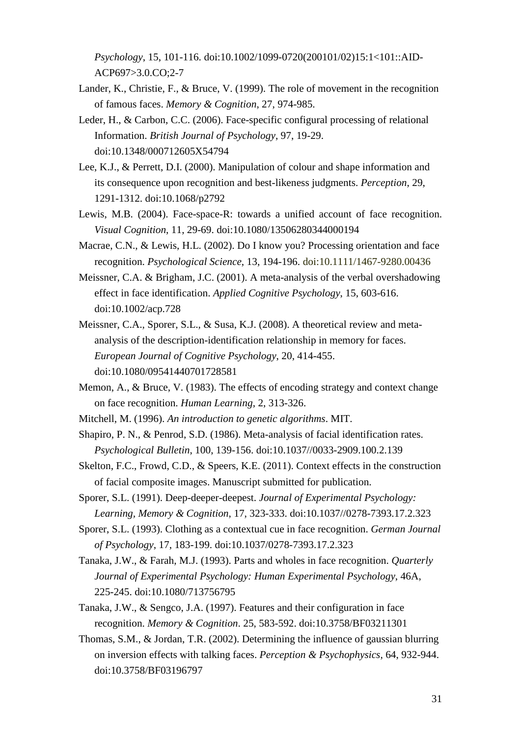*Psychology*, 15, 101-116. doi:10.1002/1099-0720(200101/02)15:1<101::AID-ACP697>3.0.CO;2-7

Lander, K., Christie, F., & Bruce, V. (1999). The role of movement in the recognition of famous faces. *Memory & Cognition*, 27, 974-985.

Leder, H., & Carbon, C.C. (2006). Face-specific configural processing of relational Information. *British Journal of Psychology*, 97, 19-29. doi:10.1348/000712605X54794

Lee, K.J., & Perrett, D.I. (2000). Manipulation of colour and shape information and its consequence upon recognition and best-likeness judgments. *Perception*, 29, 1291-1312. doi:10.1068/p2792

Lewis, M.B. (2004). Face-space-R: towards a unified account of face recognition. *Visual Cognition*, 11, 29-69. doi:10.1080/13506280344000194

Macrae, C.N., & Lewis, H.L. (2002). Do I know you? Processing orientation and face recognition. *Psychological Science*, 13, 194-196. doi:10.1111/1467-9280.00436

Meissner, C.A. & Brigham, J.C. (2001). A meta-analysis of the verbal overshadowing effect in face identification. *Applied Cognitive Psychology*, 15, 603-616. doi:10.1002/acp.728

Meissner, C.A., Sporer, S.L., & Susa, K.J. (2008). A theoretical review and meta-analysis of the description-identification relationship in memory for faces. *European Journal of Cognitive Psychology*, 20, 414-455. doi:10.1080/09541440701728581

Memon, A., & Bruce, V. (1983). The effects of encoding strategy and context change on face recognition. *Human Learning*, 2, 313-326.

Mitchell, M. (1996). *An introduction to genetic algorithms*. MIT.

Shapiro, P. N., & Penrod, S.D. (1986). Meta-analysis of facial identification rates. *Psychological Bulletin*, 100, 139-156. doi:10.1037//0033-2909.100.2.139

Skelton, F.C., Frowd, C.D., & Speers, K.E. (2011). Context effects in the construction of facial composite images. Manuscript submitted for publication.

Sporer, S.L. (1991). Deep-deeper-deepest. *Journal of Experimental Psychology: Learning, Memory & Cognition*, 17, 323-333. doi:10.1037//0278-7393.17.2.323

Sporer, S.L. (1993). Clothing as a contextual cue in face recognition. *German Journal of Psychology*, 17, 183-199. doi:10.1037/0278-7393.17.2.323

Tanaka, J.W., & Farah, M.J. (1993). Parts and wholes in face recognition. *Quarterly Journal of Experimental Psychology: Human Experimental Psychology*, 46A, 225-245. doi:10.1080/713756795

Tanaka, J.W., & Sengco, J.A. (1997). Features and their configuration in face recognition. *Memory & Cognition*. 25, 583-592. doi:10.3758/BF03211301

Thomas, S.M., & Jordan, T.R. (2002). Determining the influence of gaussian blurring on inversion effects with talking faces. *Perception & Psychophysics*, 64, 932-944. doi:10.3758/BF03196797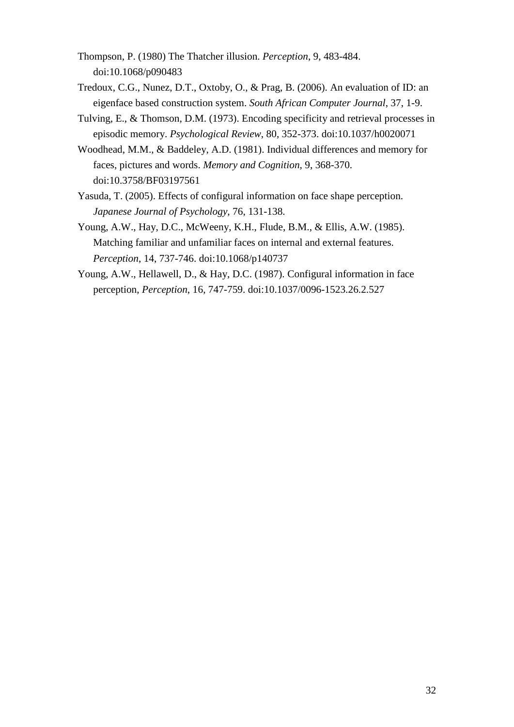Thompson, P. (1980) The Thatcher illusion. *Perception*, 9, 483-484. doi:10.1068/p090483

Tredoux, C.G., Nunez, D.T., Oxtoby, O., & Prag, B. (2006). An evaluation of ID: an eigenface based construction system. *South African Computer Journal*, 37, 1-9.

Tulving, E., & Thomson, D.M. (1973). Encoding specificity and retrieval processes in episodic memory. *Psychological Review*, 80, 352-373. doi:10.1037/h0020071

Woodhead, M.M., & Baddeley, A.D. (1981). Individual differences and memory for faces, pictures and words. *Memory and Cognition*, 9, 368-370. doi:10.3758/BF03197561

Yasuda, T. (2005). Effects of configural information on face shape perception. *Japanese Journal of Psychology*, 76, 131-138.

Young, A.W., Hay, D.C., McWeeny, K.H., Flude, B.M., & Ellis, A.W. (1985). Matching familiar and unfamiliar faces on internal and external features. *Perception*, 14, 737-746. doi:10.1068/p140737

Young, A.W., Hellawell, D., & Hay, D.C. (1987). Configural information in face perception, *Perception*, 16, 747-759. doi:10.1037/0096-1523.26.2.527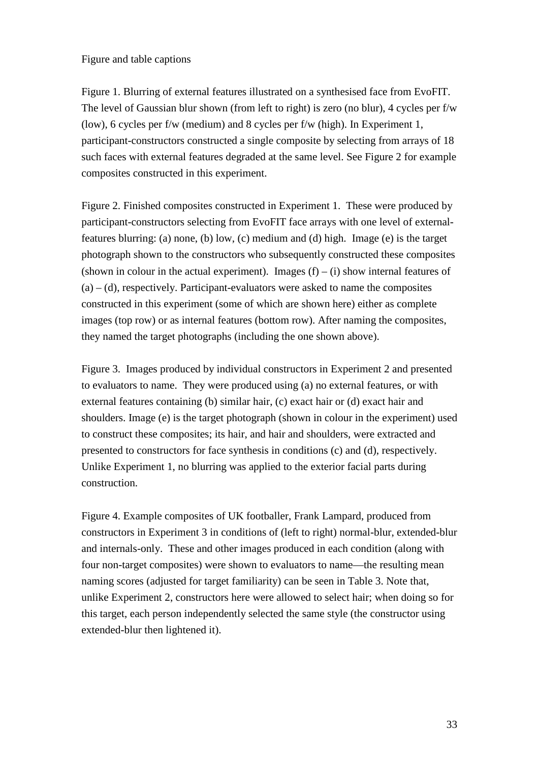Figure and table captions

Figure 1. Blurring of external features illustrated on a synthesised face from EvoFIT. The level of Gaussian blur shown (from left to right) is zero (no blur), 4 cycles per f/w (low), 6 cycles per f/w (medium) and 8 cycles per f/w (high). In Experiment 1, participant-constructors constructed a single composite by selecting from arrays of 18 such faces with external features degraded at the same level. See Figure 2 for example composites constructed in this experiment.

Figure 2. Finished composites constructed in Experiment 1. These were produced by participant-constructors selecting from EvoFIT face arrays with one level of external-features blurring: (a) none, (b) low, (c) medium and (d) high. Image (e) is the target photograph shown to the constructors who subsequently constructed these composites (shown in colour in the actual experiment). Images (f) – (i) show internal features of (a) – (d), respectively. Participant-evaluators were asked to name the composites constructed in this experiment (some of which are shown here) either as complete images (top row) or as internal features (bottom row). After naming the composites, they named the target photographs (including the one shown above).

Figure 3. Images produced by individual constructors in Experiment 2 and presented to evaluators to name. They were produced using (a) no external features, or with external features containing (b) similar hair, (c) exact hair or (d) exact hair and shoulders. Image (e) is the target photograph (shown in colour in the experiment) used to construct these composites; its hair, and hair and shoulders, were extracted and presented to constructors for face synthesis in conditions (c) and (d), respectively. Unlike Experiment 1, no blurring was applied to the exterior facial parts during construction.

Figure 4. Example composites of UK footballer, Frank Lampard, produced from constructors in Experiment 3 in conditions of (left to right) normal-blur, extended-blur and internals-only. These and other images produced in each condition (along with four non-target composites) were shown to evaluators to name—the resulting mean naming scores (adjusted for target familiarity) can be seen in Table 3. Note that, unlike Experiment 2, constructors here were allowed to select hair; when doing so for this target, each person independently selected the same style (the constructor using extended-blur then lightened it).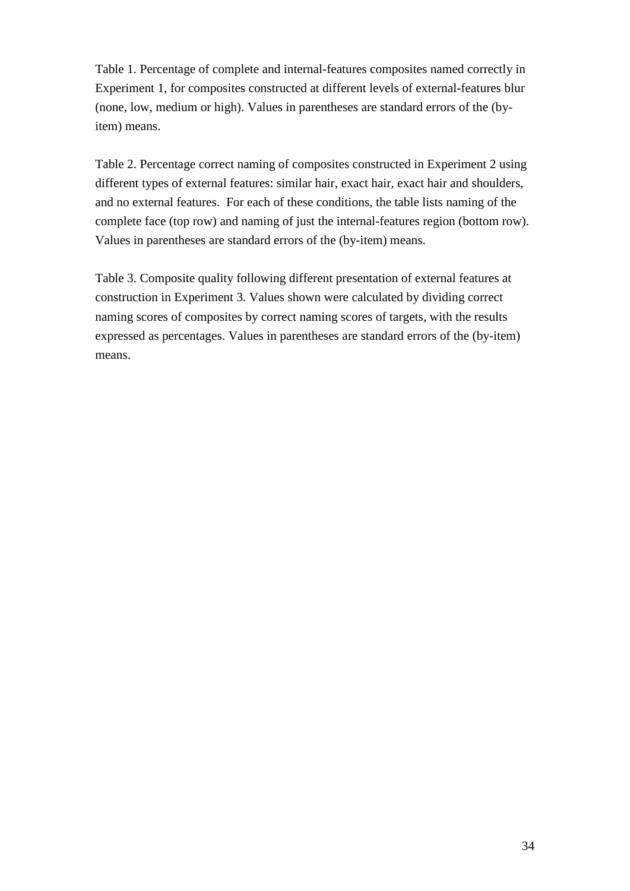Table 1. Percentage of complete and internal-features composites named correctly in Experiment 1, for composites constructed at different levels of external-features blur (none, low, medium or high). Values in parentheses are standard errors of the (by-item) means.

Table 2. Percentage correct naming of composites constructed in Experiment 2 using different types of external features: similar hair, exact hair, exact hair and shoulders, and no external features. For each of these conditions, the table lists naming of the complete face (top row) and naming of just the internal-features region (bottom row). Values in parentheses are standard errors of the (by-item) means.

Table 3. Composite quality following different presentation of external features at construction in Experiment 3. Values shown were calculated by dividing correct naming scores of composites by correct naming scores of targets, with the results expressed as percentages. Values in parentheses are standard errors of the (by-item) means.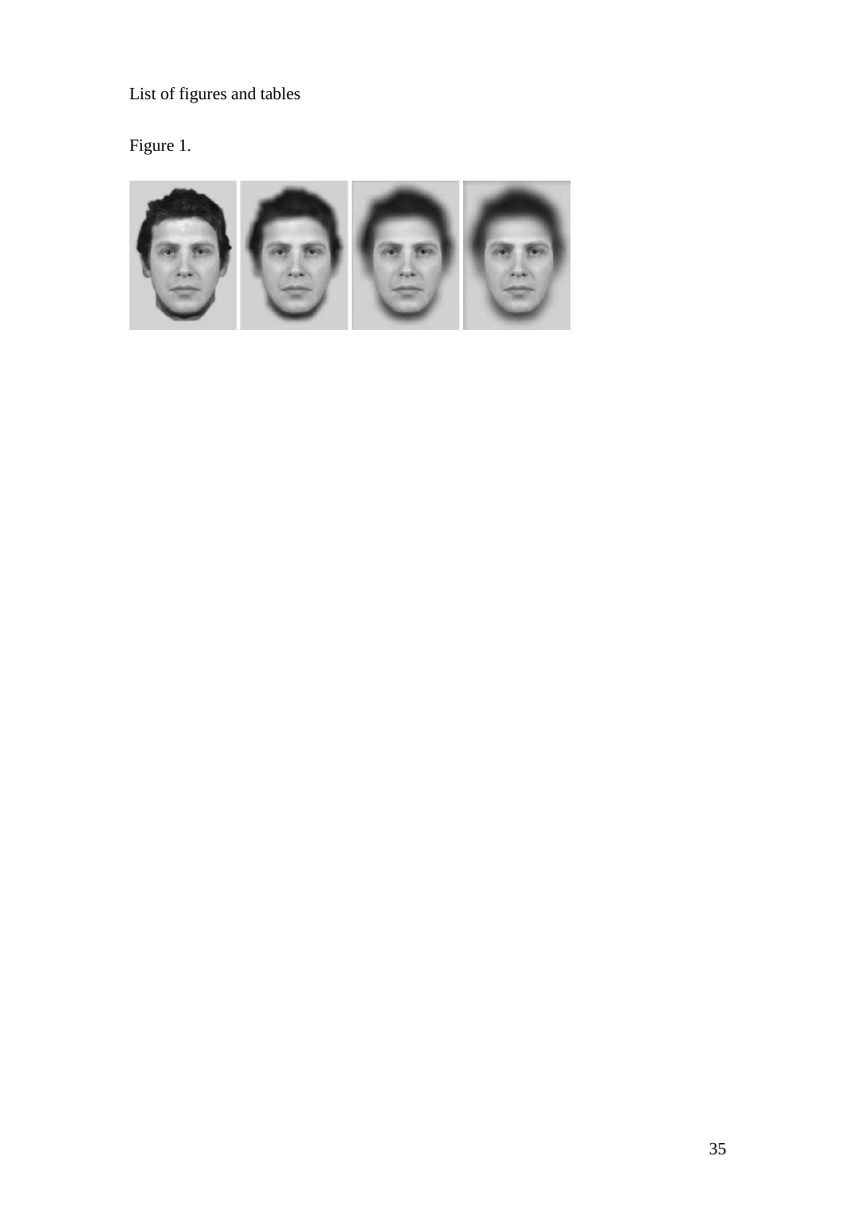List of figures and tables

Figure 1.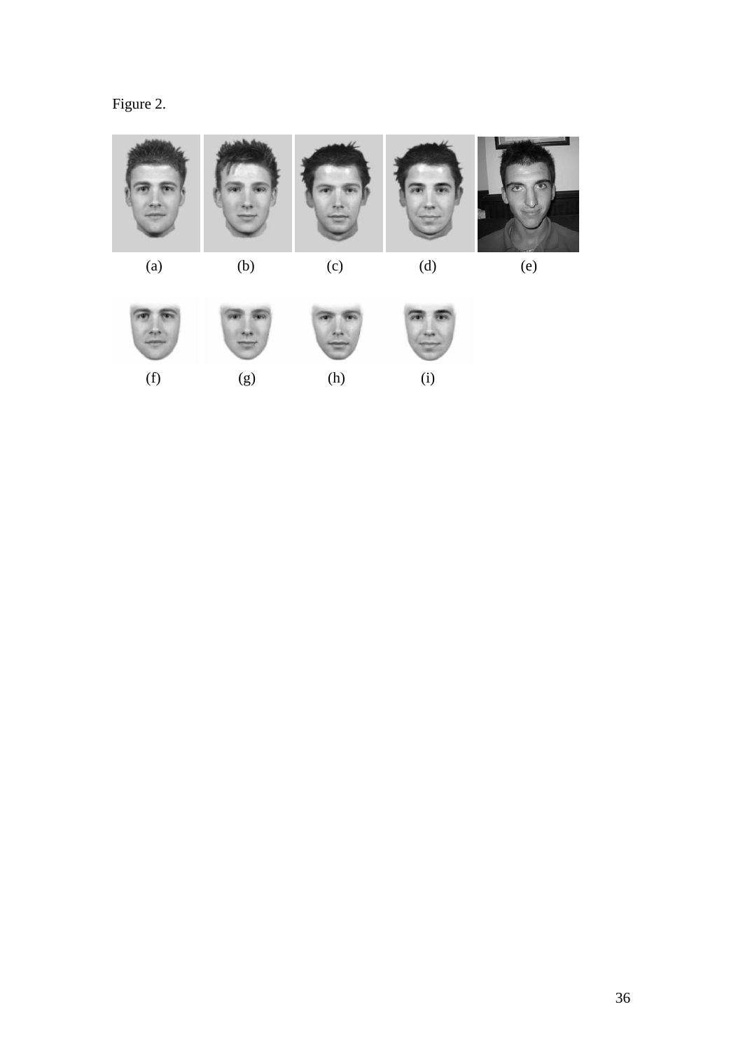Figure 2.

(a) (b) (c) (d) (e)

(f) (g) (h) (i)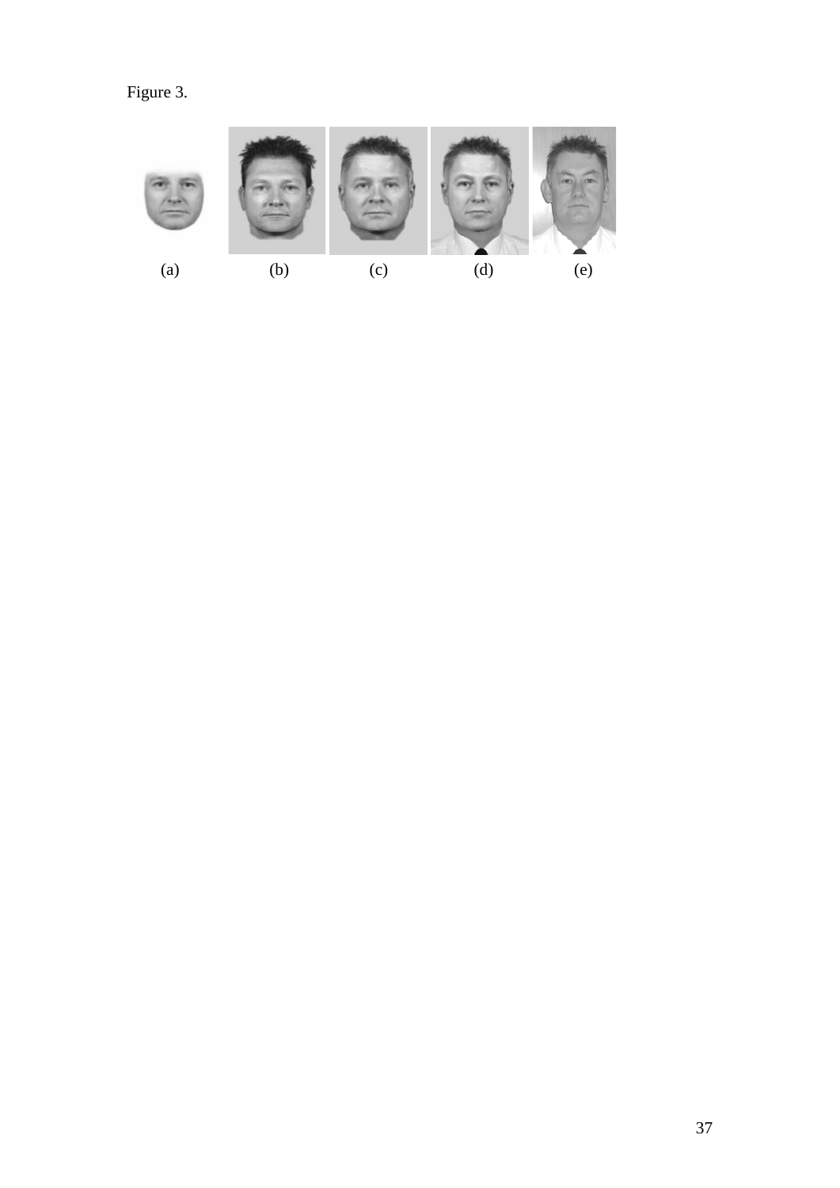Figure 3.

(a) (b) (c) (d) (e)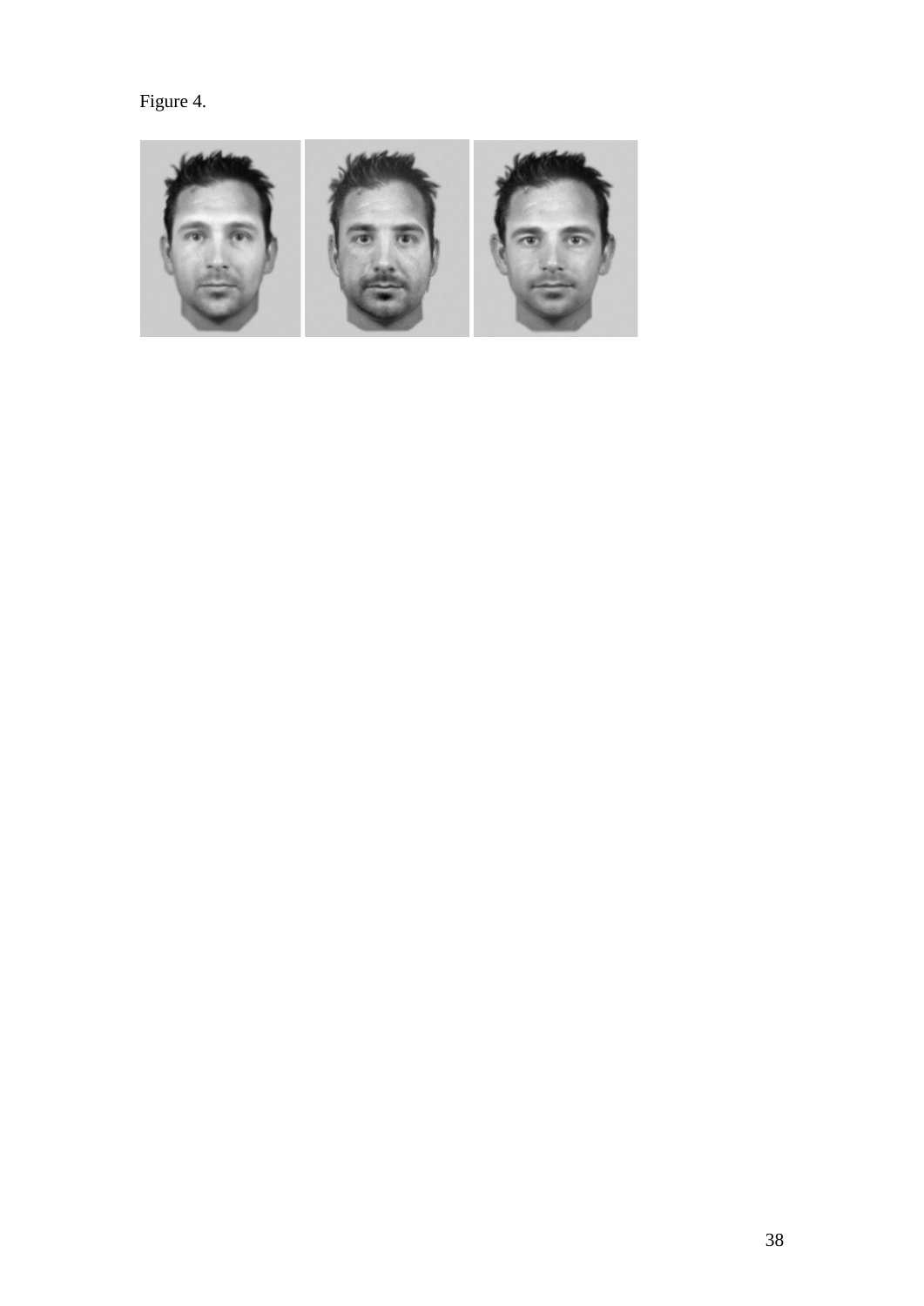Figure 4.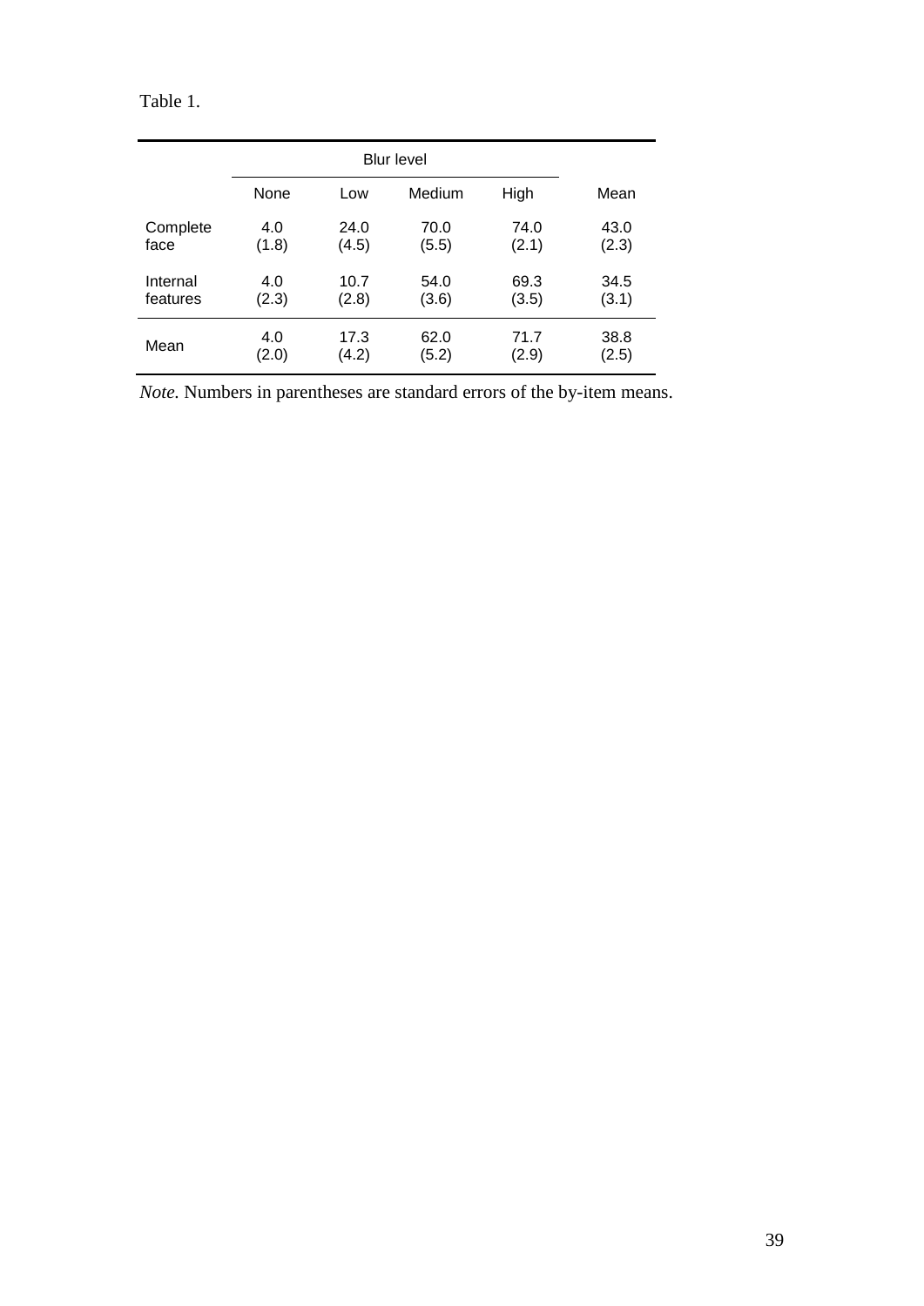Table 1.

| | Blur level | | | | |
|---|---|---|---|---|---|
| | None | Low | Medium | High | Mean |
| Complete face | 4.0 (1.8) | 24.0 (4.5) | 70.0 (5.5) | 74.0 (2.1) | 43.0 (2.3) |
| Internal features | 4.0 (2.3) | 10.7 (2.8) | 54.0 (3.6) | 69.3 (3.5) | 34.5 (3.1) |
| Mean | 4.0 (2.0) | 17.3 (4.2) | 62.0 (5.2) | 71.7 (2.9) | 38.8 (2.5) |

*Note.* Numbers in parentheses are standard errors of the by-item means.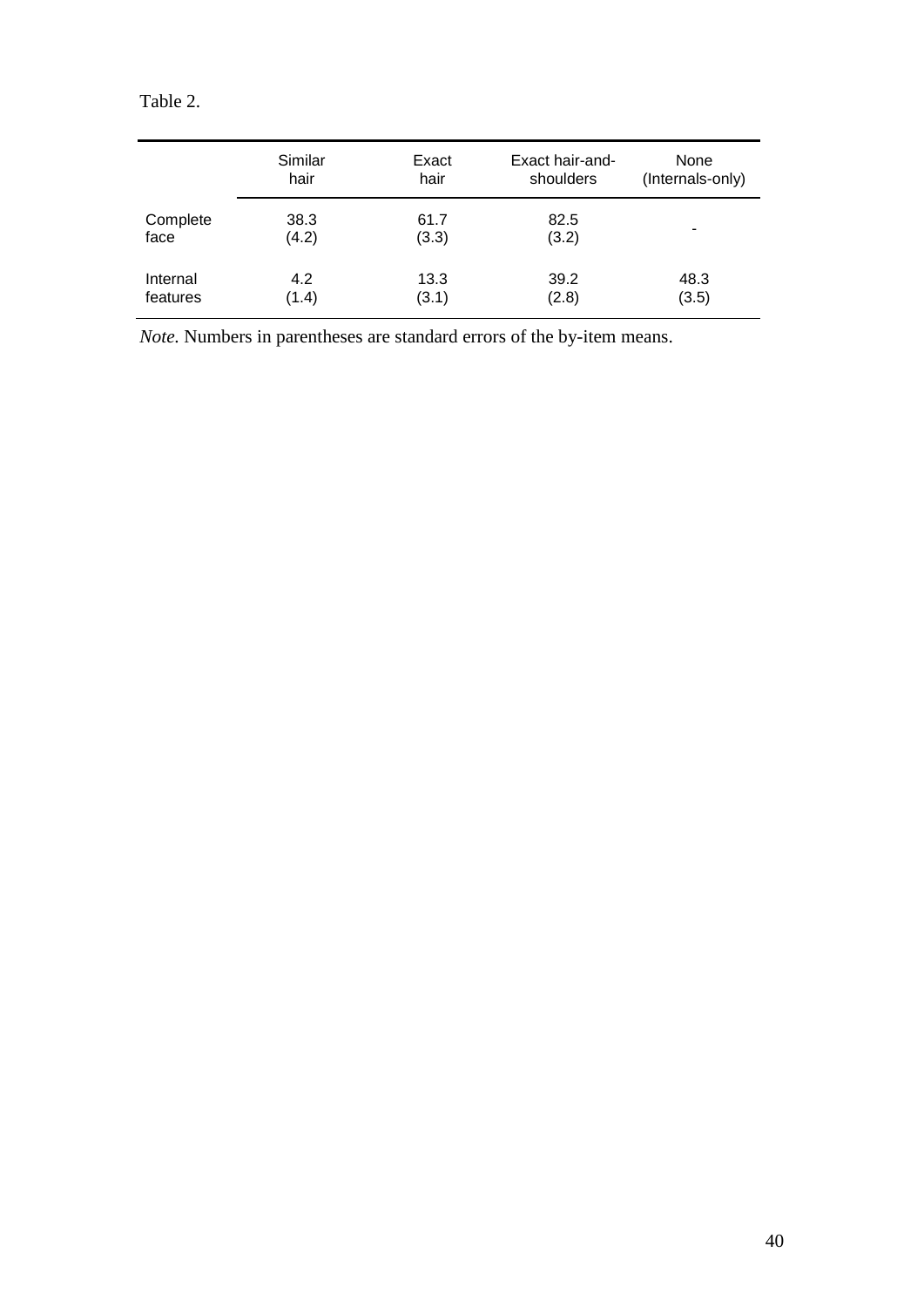Table 2.

| | Similar hair | Exact hair | Exact hair-and-shoulders | None (Internals-only) |
|---|---|---|---|---|
| Complete face | 38.3 (4.2) | 61.7 (3.3) | 82.5 (3.2) | - |
| Internal features | 4.2 (1.4) | 13.3 (3.1) | 39.2 (2.8) | 48.3 (3.5) |

*Note.* Numbers in parentheses are standard errors of the by-item means.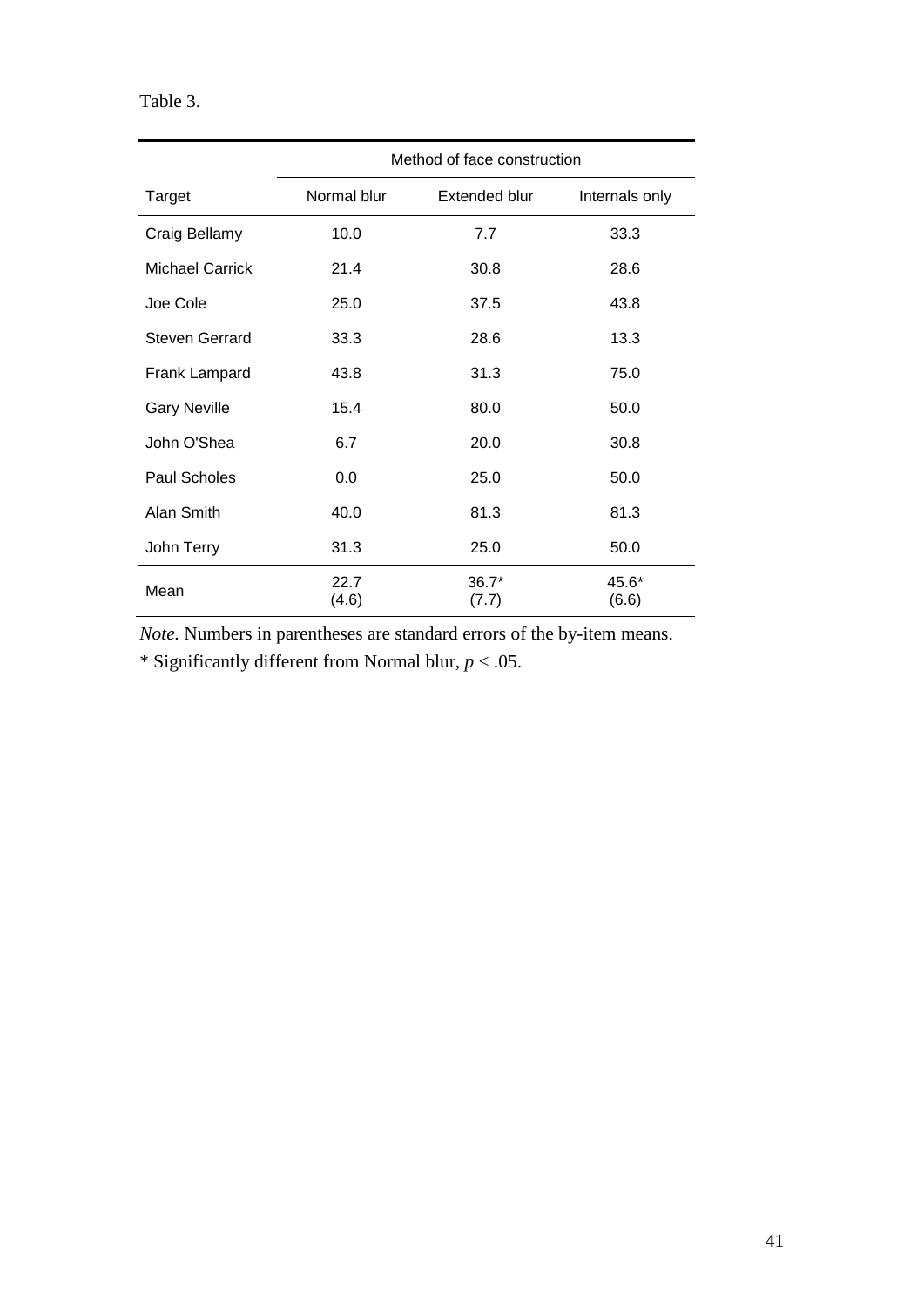Table 3.

| | Method of face construction | | |
|---|---|---|---|
| Target | Normal blur | Extended blur | Internals only |
| Craig Bellamy | 10.0 | 7.7 | 33.3 |
| Michael Carrick | 21.4 | 30.8 | 28.6 |
| Joe Cole | 25.0 | 37.5 | 43.8 |
| Steven Gerrard | 33.3 | 28.6 | 13.3 |
| Frank Lampard | 43.8 | 31.3 | 75.0 |
| Gary Neville | 15.4 | 80.0 | 50.0 |
| John O'Shea | 6.7 | 20.0 | 30.8 |
| Paul Scholes | 0.0 | 25.0 | 50.0 |
| Alan Smith | 40.0 | 81.3 | 81.3 |
| John Terry | 31.3 | 25.0 | 50.0 |
| Mean | 22.7 (4.6) | 36.7* (7.7) | 45.6* (6.6) |

*Note.* Numbers in parentheses are standard errors of the by-item means.

* Significantly different from Normal blur, $p < .05$.